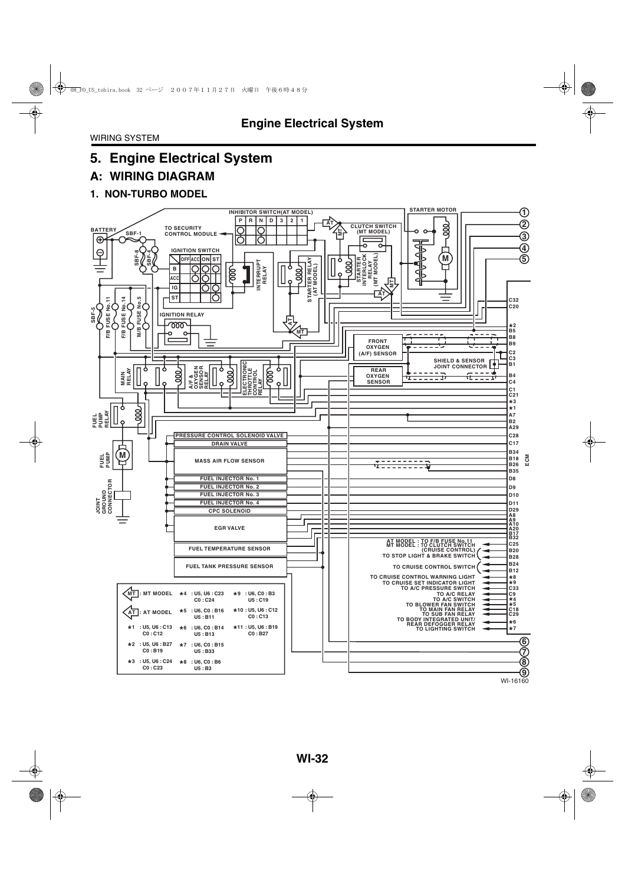# 5. Engine Electrical System

## A: WIRING DIAGRAM

### 1. NON-TURBO MODEL

| Symbol | Meaning |
| --- | --- |
| MT | MT MODEL |
| AT | AT MODEL |
| ★1 | U5, U6 : C13 / C0 : C12 |
| ★2 | U5, U6 : B27 / C0 : B19 |
| ★3 | U5, U6 : C24 / C0 : C23 |
| ★4 | U5, U6 : C23 / C0 : C24 |
| ★5 | U6, C0 : B16 / U5 : B11 |
| ★6 | U6, C0 : B14 / U5 : B13 |
| ★7 | U6, C0 : B15 / U5 : B33 |
| ★8 | U6, C0 : B6 / U5 : B3 |
| ★9 | U6, C0 : B3 / U5 : C19 |
| ★10 | U5, U6 : C12 / C0 : C13 |
| ★11 | U5, U6 : B19 / C0 : B27 |

WI-16160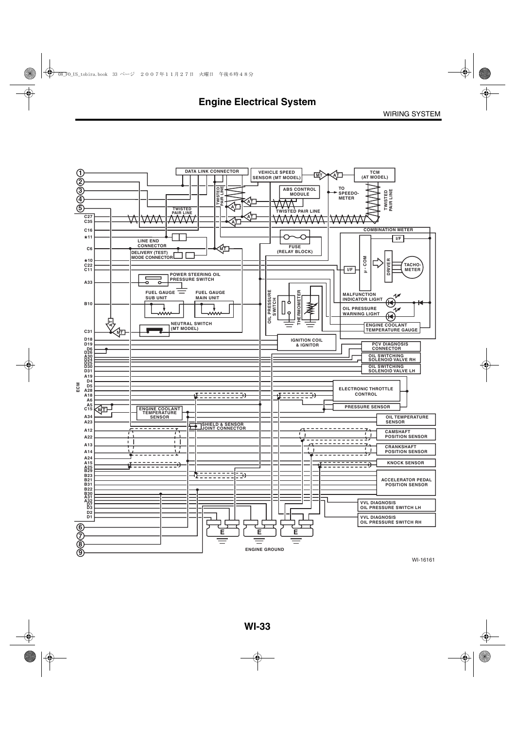# Engine Electrical System

WIRING SYSTEM

①
②
③
④
⑤

DATA LINK CONNECTOR

VEHICLE SPEED SENSOR (MT MODEL)

MT

AT

TCM (AT MODEL)

TWISTED PAIR LINE

ABS CONTROL MODULE

TO SPEEDO-METER

TWISTED PAIR LINE

AT

AT

AT

AT

TWISTED PAIR LINE

TWISTED PAIR LINE

C27
C35
C16
★11
C6
★10
C22
C11
A33
B10
C31
D18
D19
D6
D26
A30
D24
D25
D30
D31
A19
D4
D5
A28
A6
A5
C15
A34
A23
A12
A22
A13
A14
A24
A15
A25
B29
B23
B21
B31
B22
B30
A31
A32
D7
D3
D2
D1

ECM

COMBINATION METER

LINE END CONNECTOR

MT

FUSE (RELAY BLOCK)

I/F

DELIVERY (TEST) MODE CONNECTOR

μ - COM

DRIVER

TACHO-METER

I/F

POWER STEERING OIL PRESSURE SWITCH

FUEL GAUGE SUB UNIT

FUEL GAUGE MAIN UNIT

OIL PRESSURE SWITCH

THERMOMETER

MALFUNCTION INDICATOR LIGHT

OIL PRESSURE WARNING LIGHT

ENGINE COOLANT TEMPERATURE GAUGE

AT

MT

NEUTRAL SWITCH (MT MODEL)

IGNITION COIL & IGNITOR

PCV DIAGNOSIS CONNECTOR

OIL SWITCHING SOLENOID VALVE RH

OIL SWITCHING SOLENOID VALVE LH

ELECTRONIC THROTTLE CONTROL

PRESSURE SENSOR

MT

ENGINE COOLANT TEMPERATURE SENSOR

OIL TEMPERATURE SENSOR

SHIELD & SENSOR JOINT CONNECTOR

CAMSHAFT POSITION SENSOR

CRANKSHAFT POSITION SENSOR

KNOCK SENSOR

ACCELERATOR PEDAL POSITION SENSOR

VVL DIAGNOSIS OIL PRESSURE SWITCH LH

VVL DIAGNOSIS OIL PRESSURE SWITCH RH

⑥
⑦
⑧
⑨

E E E

ENGINE GROUND

WI-16161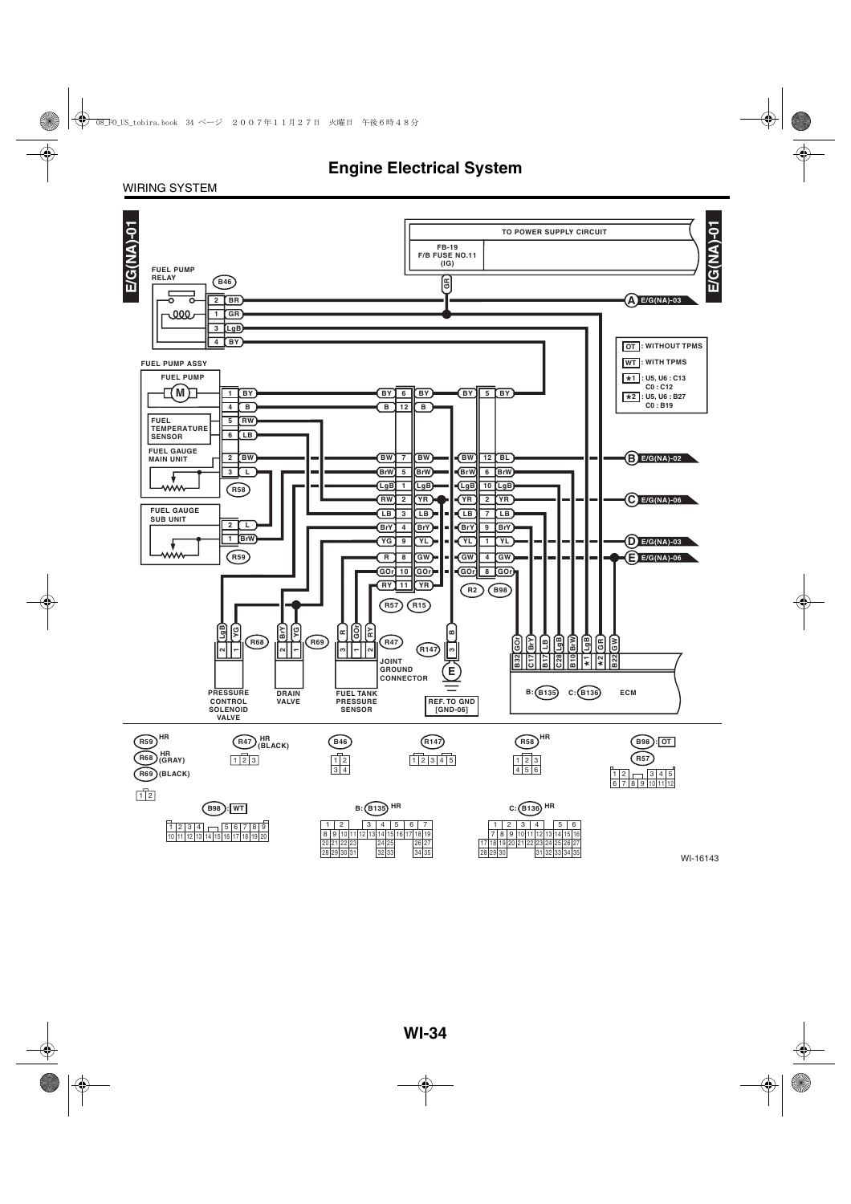# Engine Electrical System

WIRING SYSTEM

E/G(NA)-01

TO POWER SUPPLY CIRCUIT

FB-19
F/B FUSE NO.11
(IG)

FUEL PUMP RELAY (B46)

| Pin | Wire |
|---|---|
| 2 | BR |
| 1 | GR |
| 3 | LgB |
| 4 | BY |

A E/G(NA)-03

OT : WITHOUT TPMS
WT : WITH TPMS
*1 : U5, U6 : C13
C0 : C12
*2 : U5, U6 : B27
C0 : B19

FUEL PUMP ASSY

FUEL PUMP (M)
FUEL TEMPERATURE SENSOR
FUEL GAUGE MAIN UNIT (R58)
FUEL GAUGE SUB UNIT (R59)

B E/G(NA)-02
C E/G(NA)-06
D E/G(NA)-03
E E/G(NA)-06

R57 R15 R2 B98

PRESSURE CONTROL SOLENOID VALVE (R68)
DRAIN VALVE (R69)
FUEL TANK PRESSURE SENSOR (R47)
JOINT GROUND CONNECTOR (R147)
REF. TO GND [GND-06]

ECM — B: (B135) C: (B136)

| ECM Terminal | Wire |
|---|---|
| B32 | GOr |
| C17 | BrY |
| B17 | LB |
| C28 | LgB |
| B10 | BrW |
| *1 | LgB |
| *2 | GR |
| B22 | GW |

R59 HR
R68 HR (GRAY)
R69 (BLACK)
R47 HR (BLACK)
B46
R147
R58 HR
B98 : OT
R57
B98 : WT
B: B135 HR
C: B136 HR

WI-16143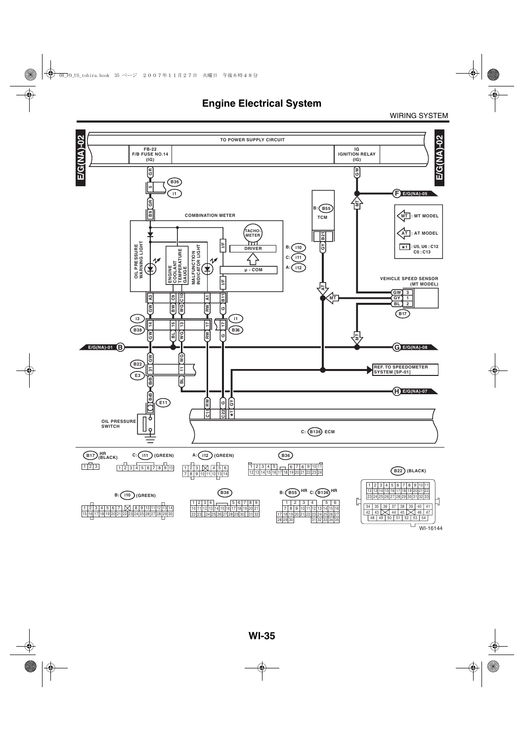# Engine Electrical System

WIRING SYSTEM

E/G(NA)-02

TO POWER SUPPLY CIRCUIT

FB-22
F/B FUSE NO.14
(IG)

IG
IGNITION RELAY
(IG)

B36

i1

B: B55
TCM

F E/G(NA)-05

MT : MT MODEL

AT : AT MODEL

★1 : U5, U6 : C12
C0 : C13

COMBINATION METER

TACHO-
METER

DRIVER

μ - COM

OIL PRESSURE WARNING LIGHT

ENGINE COOLANT TEMPERATURE GAUGE

MALFUNCTION INDICATOR LIGHT

B: i10

C: i11

A: i12

VEHICLE SPEED SENSOR
(MT MODEL)

B17

i3

B38

i1

B36

E/G(NA)-01 B

G E/G(NA)-08

B22

E3

REF. TO SPEEDOMETER
SYSTEM [SP-01]

H E/G(NA)-07

E11

OIL PRESSURE
SWITCH

C: B136 ECM

B17 HR (BLACK)

C: i11 (GREEN)

A: i12 (GREEN)

B36

B22 (BLACK)

B: i10 (GREEN)

B38

B: B55 HR C: B136 HR

WI-16144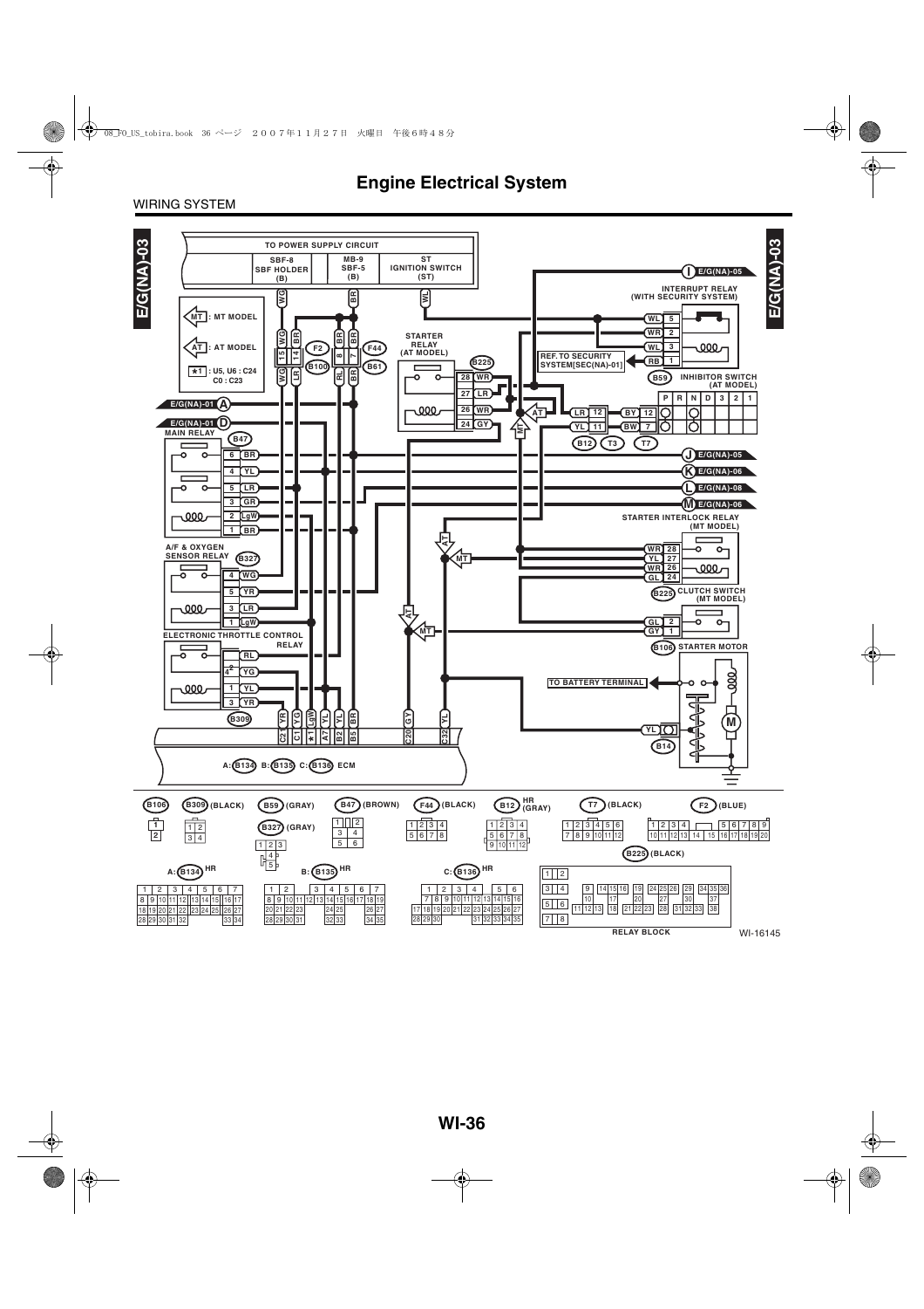# Engine Electrical System

WIRING SYSTEM

E/G(NA)-03

TO POWER SUPPLY CIRCUIT

SBF-8 SBF HOLDER (B) | MB-9 SBF-5 (B) | ST IGNITION SWITCH (ST)

MT : MT MODEL

AT : AT MODEL

*1 : U5, U6 : C24
C0 : C23

STARTER RELAY (AT MODEL)

INTERRUPT RELAY (WITH SECURITY SYSTEM)

REF. TO SECURITY SYSTEM[SEC(NA)-01]

INHIBITOR SWITCH (AT MODEL)

MAIN RELAY

A/F & OXYGEN SENSOR RELAY

ELECTRONIC THROTTLE CONTROL RELAY

STARTER INTERLOCK RELAY (MT MODEL)

CLUTCH SWITCH (MT MODEL)

STARTER MOTOR

TO BATTERY TERMINAL

A: B134 B: B135 C: B136 ECM

B106 | B309 (BLACK) | B59 (GRAY) | B47 (BROWN) | F44 (BLACK) | B12 HR (GRAY) | T7 (BLACK) | F2 (BLUE)

B327 (GRAY)

B225 (BLACK)

A: B134 HR | B: B135 HR | C: B136 HR

RELAY BLOCK

WI-16145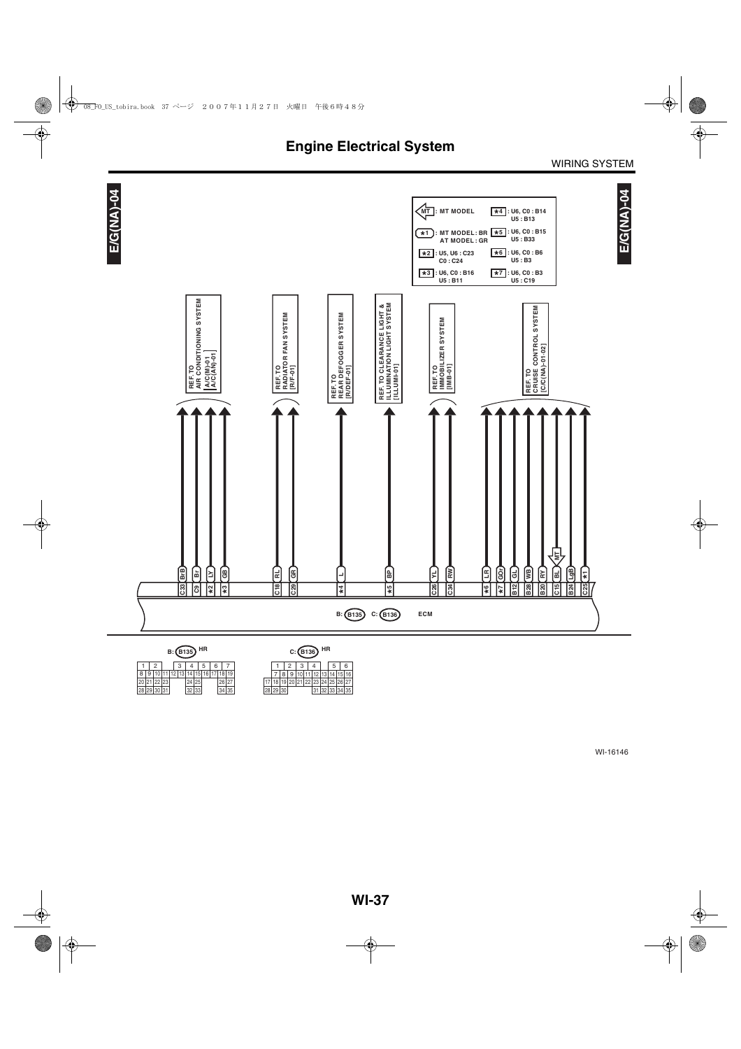# Engine Electrical System

WIRING SYSTEM

E/G(NA)-04

| Symbol | Meaning |
| --- | --- |
| MT | MT MODEL |
| ★1 | MT MODEL : BR<br>AT MODEL : GR |
| ★2 | U5, U6 : C23<br>C0 : C24 |
| ★3 | U6, C0 : B16<br>U5 : B11 |
| ★4 | U6, C0 : B14<br>U5 : B13 |
| ★5 | U6, C0 : B15<br>U5 : B33 |
| ★6 | U6, C0 : B6<br>U5 : B3 |
| ★7 | U6, C0 : B3<br>U5 : C19 |

| Reference | Terminal | Wire color |
| --- | --- | --- |
| REF. TO AIR CONDITIONING SYSTEM [A/C(M)-01] [A/C(AN)-01] | C33 | BrB |
| | C9 | Br |
| | ★2 | LY |
| | ★3 | GB |
| REF. TO RADIATOR FAN SYSTEM [R/F-01] | C18 | RL |
| | C29 | GR |
| REF. TO REAR DEFOGGER SYSTEM [R/DEF-01] | ★4 | L |
| REF. TO CLEARANCE LIGHT & ILLUMINATION LIGHT SYSTEM [ILLUMI-01] | ★5 | BP |
| REF. TO IMMOBILIZER SYSTEM [IMB-01] | C26 | YL |
| | C34 | RW |
| REF. TO CRUISE CONTROL SYSTEM [C/C(NA)-01-02] | ★6 | LR |
| | ★7 | GOr |
| | B12 | GL |
| | B28 | WB |
| | B20 | RY |
| | C15 (MT) | BL |
| | B24 | LgB |
| | C25 | ★1 |

B: B135 C: B136 ECM

B: B135 HR

| 1 | 2 | | 3 | 4 | 5 | 6 | 7 |
| --- | --- | --- | --- | --- | --- | --- | --- |
| 8 9 10 11 | 12 13 | 14 15 | 16 17 | 18 19 | | | |
| 20 21 22 23 | | 24 25 | | 26 27 | | | |
| 28 29 30 31 | | 32 33 | | 34 35 | | | |

C: B136 HR

| 1 | 2 | 3 | 4 | | 5 | 6 |
| --- | --- | --- | --- | --- | --- | --- |
| 7 8 9 10 11 12 13 14 15 16 | | | | | | |
| 17 18 19 20 21 22 23 24 25 26 27 | | | | | | |
| 28 29 30 | | 31 32 33 34 35 | | | | |

WI-16146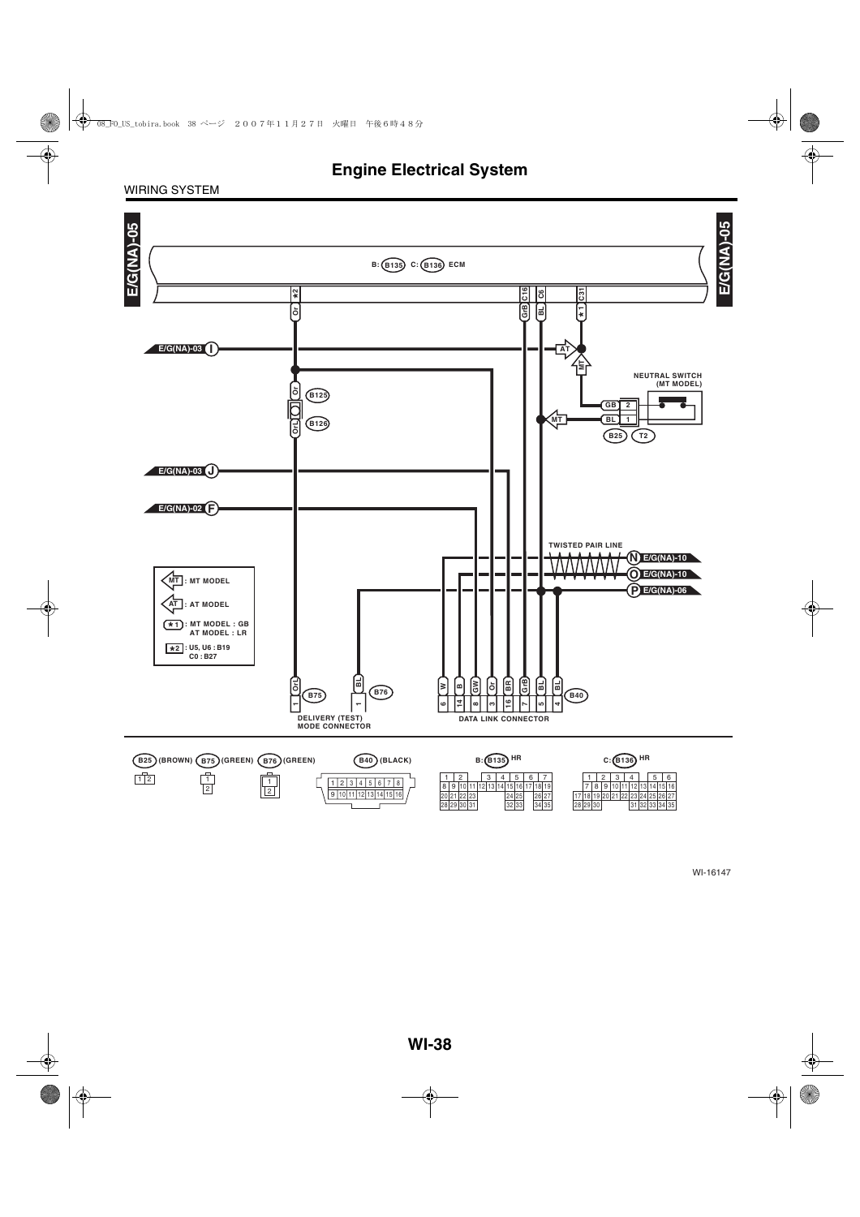# Engine Electrical System

WIRING SYSTEM

E/G(NA)-05

B: B135 C: B136 ECM

★2 Or | C16 GrB | C6 BL | C31 ★1

E/G(NA)-03 I

AT

MT

NEUTRAL SWITCH (MT MODEL)

Or B125

Or/L B126

GB 2

BL 1

MT

B25 T2

E/G(NA)-03 J

E/G(NA)-02 F

TWISTED PAIR LINE

N E/G(NA)-10

O E/G(NA)-10

P E/G(NA)-06

MT : MT MODEL

AT : AT MODEL

★1 : MT MODEL : GB
AT MODEL : LR

★2 : U5, U6 : B19
C0 : B27

Or/L 1 B75

BL 1 B76

DELIVERY (TEST) MODE CONNECTOR

W 6 | B 14 | GW 8 | Or 3 | BR 16 | GrB 7 | BL 5 | BL 4 B40

DATA LINK CONNECTOR

B25 (BROWN) B75 (GREEN) B76 (GREEN) B40 (BLACK) B: B135 HR C: B136 HR

WI-16147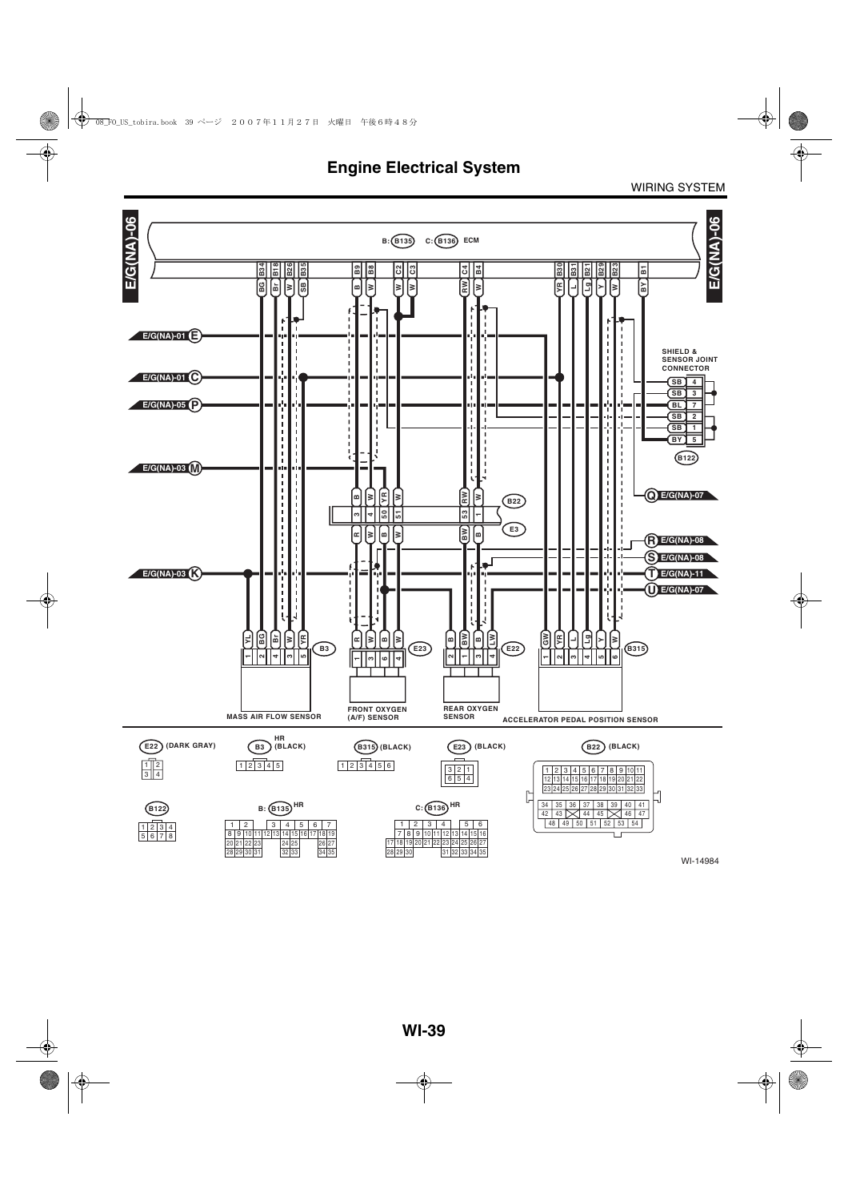# Engine Electrical System

WIRING SYSTEM

E/G(NA)-06

B: (B135) C: (B136) ECM

B34 B18 B26 B35 B9 B8 C2 C3 C4 B4 B30 B31 B21 B29 B23 B1

BG Br W SB B W W W RW W YR L Lg Y W BY

E/G(NA)-01 E

E/G(NA)-01 C

E/G(NA)-05 P

E/G(NA)-03 M

E/G(NA)-03 K

SHIELD & SENSOR JOINT CONNECTOR

| | |
|---|---|
| SB | 4 |
| SB | 3 |
| BL | 7 |
| SB | 2 |
| SB | 1 |
| BY | 5 |

(B122)

Q E/G(NA)-07

(B22)

| B | W | YR | W | RW | W |
|---|---|---|---|---|---|
| 3 | 4 | 50 | 51 | 53 | 1 |
| R | W | B | W | BW | B |

(E3)

R E/G(NA)-08

S E/G(NA)-08

T E/G(NA)-11

U E/G(NA)-07

(B3): YL 1, BG 2, Br 4, W 3, YR 5 — MASS AIR FLOW SENSOR

(E23): R 1, W 3, B 6, W 4 — FRONT OXYGEN (A/F) SENSOR

(E22): B 2, BW 1, B 3, LW 4 — REAR OXYGEN SENSOR

(B315): GW 1, YR 2, L 3, Lg 4, Y 5, W 6 — ACCELERATOR PEDAL POSITION SENSOR

(E22) (DARK GRAY)

| | |
|---|---|
| 1 | 2 |
| 3 | 4 |

(B3) HR (BLACK)

| 1 | 2 | 3 | 4 | 5 |
|---|---|---|---|---|

(B315) (BLACK)

| 1 | 2 | 3 | 4 | 5 | 6 |
|---|---|---|---|---|---|

(E23) (BLACK)

| | | |
|---|---|---|
| 3 | 2 | 1 |
| 6 | 5 | 4 |

(B22) (BLACK)

1 2 3 4 5 6 7 8 9 10 11
12 13 14 15 16 17 18 19 20 21 22
23 24 25 26 27 28 29 30 31 32 33
34 35 36 37 38 39 40 41
42 43 44 45 46 47
48 49 50 51 52 53 54

(B122)

| | | | |
|---|---|---|---|
| 1 | 2 | 3 | 4 |
| 5 | 6 | 7 | 8 |

B: (B135) HR

1 2 3 4 5 6 7
8 9 10 11 12 13 14 15 16 17 18 19
20 21 22 23 24 25 26 27
28 29 30 31 32 33 34 35

C: (B136) HR

1 2 3 4 5 6
7 8 9 10 11 12 13 14 15 16
17 18 19 20 21 22 23 24 25 26 27
28 29 30 31 32 33 34 35

WI-14984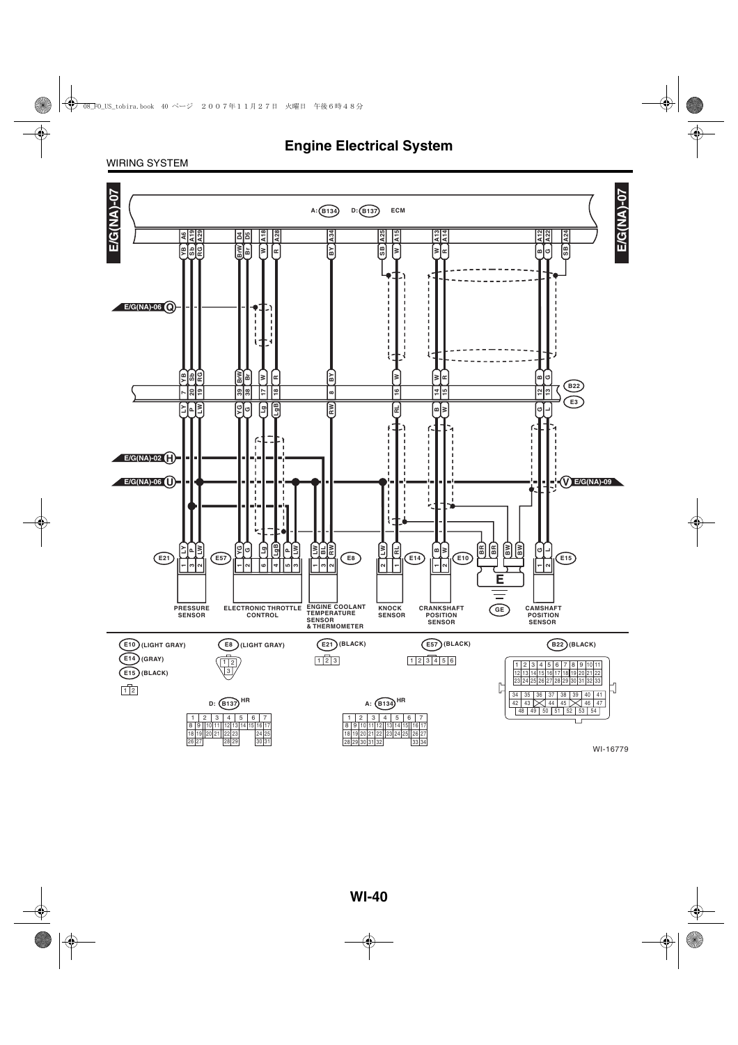# Engine Electrical System

WIRING SYSTEM

E/G(NA)-07

A: (B134) D: (B137) ECM

| ECM terminal | Wire color | B22/E3 terminal | Wire color (E side) | Component connector | Terminal |
|---|---|---|---|---|---|
| A6 | YB | 7 | LY | E21 | 1 |
| A19 | Sb | 20 | P | E21 | 3 |
| A29 | RG | 19 | LW | E21 | 2 |
| D4 | BrW | 39 | YG | E57 | 1 |
| D5 | Br | 38 | G | E57 | 2 |
| A18 | W | 17 | Lg | E57 | 6 |
| A28 | R | 18 | LgB | E57 | 4 |
| A34 | BY | 8 | RW | E8 | 2 |
| A25 | SB | | | | |
| A15 | W | 16 | RL | E14 | 1 |
| A13 | W | 14 | B | E10 | 1 |
| A14 | R | 15 | W | E10 | 2 |
| A12 | B | 12 | G | E15 | 1 |
| A22 | G | 13 | L | E15 | 2 |
| A24 | SB | | | | |

Other connections: E/G(NA)-06 (Q); E/G(NA)-02 (H); E/G(NA)-06 (U); E/G(NA)-09 (V); E57 terminal 5 (P), terminal 3 (LW); E8 terminal 1 (LW), terminal 3 (BL); E14 terminal 2 (LW); Ground E (GE): BR, BR, BW, BW.

PRESSURE SENSOR (E21) — ELECTRONIC THROTTLE CONTROL (E57) — ENGINE COOLANT TEMPERATURE SENSOR & THERMOMETER (E8) — KNOCK SENSOR (E14) — CRANKSHAFT POSITION SENSOR (E10) — GE — CAMSHAFT POSITION SENSOR (E15)

E10 (LIGHT GRAY), E14 (GRAY), E15 (BLACK): 1 2

E8 (LIGHT GRAY): 1 2 3

E21 (BLACK): 1 2 3

E57 (BLACK): 1 2 3 4 5 6

B22 (BLACK): 1–33, 34–54

D: (B137) HR: 1–31

A: (B134) HR: 1–34

WI-16779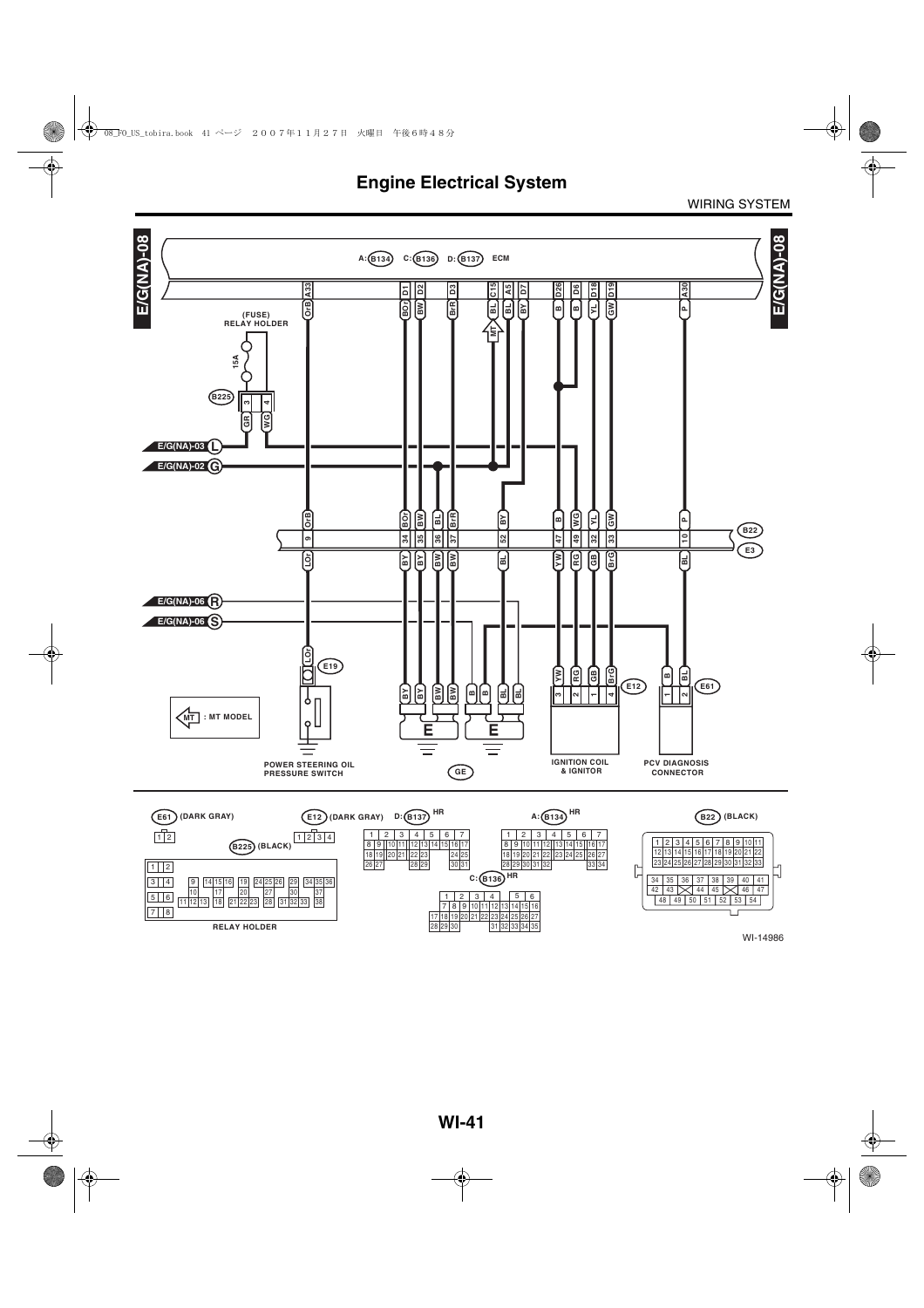# Engine Electrical System

WIRING SYSTEM

E/G(NA)-08

A: B134 C: B136 D: B137 ECM

(FUSE) RELAY HOLDER

15A

B225

E/G(NA)-03 L

E/G(NA)-02 G

E/G(NA)-06 R

E/G(NA)-06 S

B22

E3

E19

E12

E61

MT : MT MODEL

POWER STEERING OIL PRESSURE SWITCH

GE

IGNITION COIL & IGNITOR

PCV DIAGNOSIS CONNECTOR

E61 (DARK GRAY)

E12 (DARK GRAY)

D: B137 HR

A: B134 HR

C: B136 HR

B22 (BLACK)

B225 (BLACK)

RELAY HOLDER

WI-14986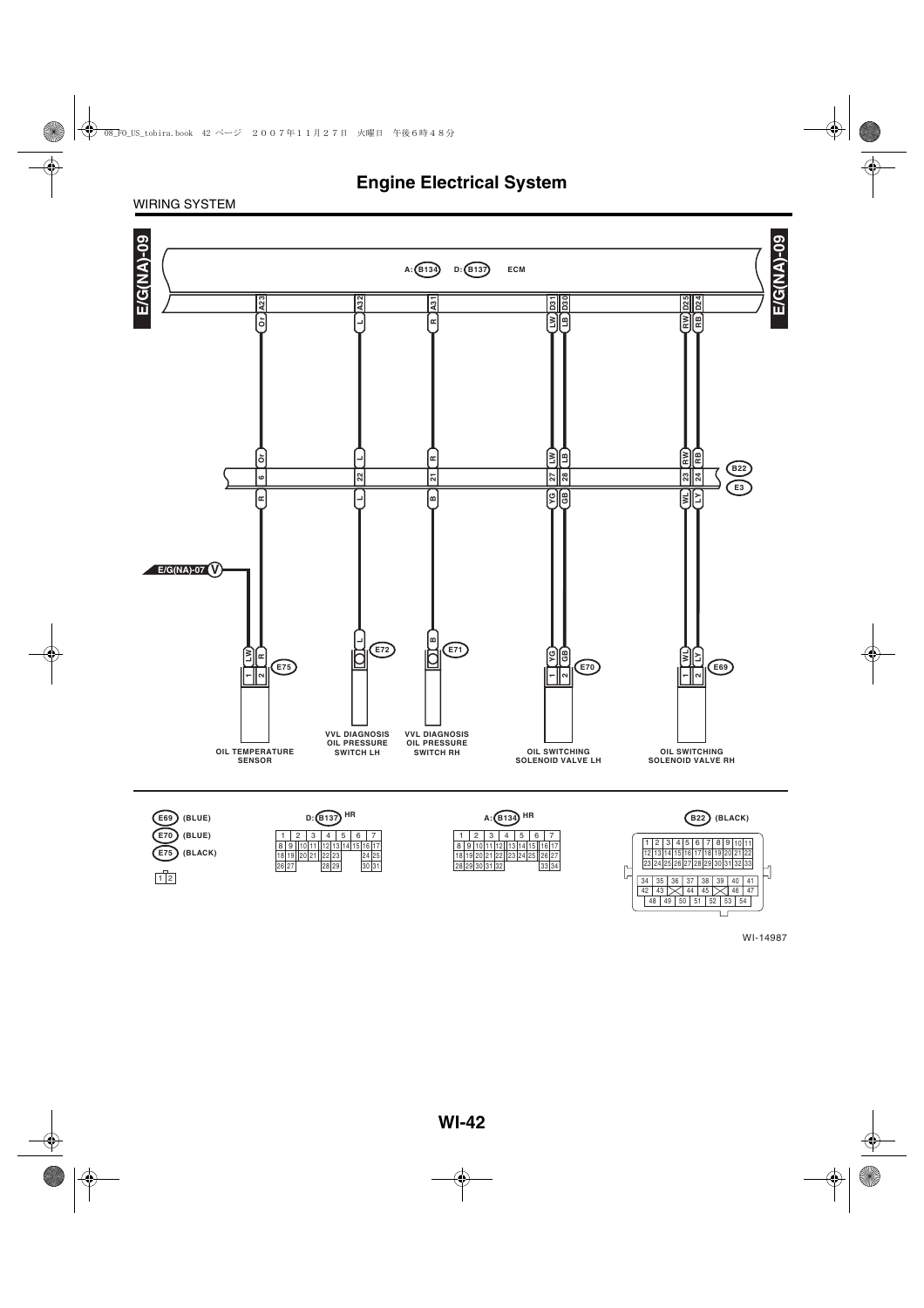# Engine Electrical System

WIRING SYSTEM

E/G(NA)-09

A: B134 D: B137 ECM

| ECM terminal | Wire color (ECM side) | B22 / E3 pin | Wire color (engine side) | Component connector | Pin |
|---|---|---|---|---|---|
| A23 | Or | 6 | R | E75 | 2 |
| — | — | — | LW (from E/G(NA)-07 V) | E75 | 1 |
| A32 | L | 22 | L | E72 | — |
| A31 | R | 21 | B | E71 | — |
| D31 | LW | 27 | YG | E70 | 1 |
| D30 | LB | 28 | GB | E70 | 2 |
| D25 | RW | 23 | WL | E69 | 1 |
| D24 | RB | 24 | LY | E69 | 2 |

- E75: OIL TEMPERATURE SENSOR
- E72: VVL DIAGNOSIS OIL PRESSURE SWITCH LH
- E71: VVL DIAGNOSIS OIL PRESSURE SWITCH RH
- E70: OIL SWITCHING SOLENOID VALVE LH
- E69: OIL SWITCHING SOLENOID VALVE RH

E69 (BLUE)
E70 (BLUE)
E75 (BLACK)
1 2

D: B137 HR
1 2 3 4 5 6 7
8 9 10 11 12 13 14 15 16 17
18 19 20 21 22 23 24 25
26 27 28 29 30 31

A: B134 HR
1 2 3 4 5 6 7
8 9 10 11 12 13 14 15 16 17
18 19 20 21 22 23 24 25 26 27
28 29 30 31 32 33 34

B22 (BLACK)
1 2 3 4 5 6 7 8 9 10 11
12 13 14 15 16 17 18 19 20 21 22
23 24 25 26 27 28 29 30 31 32 33
34 35 36 37 38 39 40 41
42 43 44 45 46 47
48 49 50 51 52 53 54

WI-14987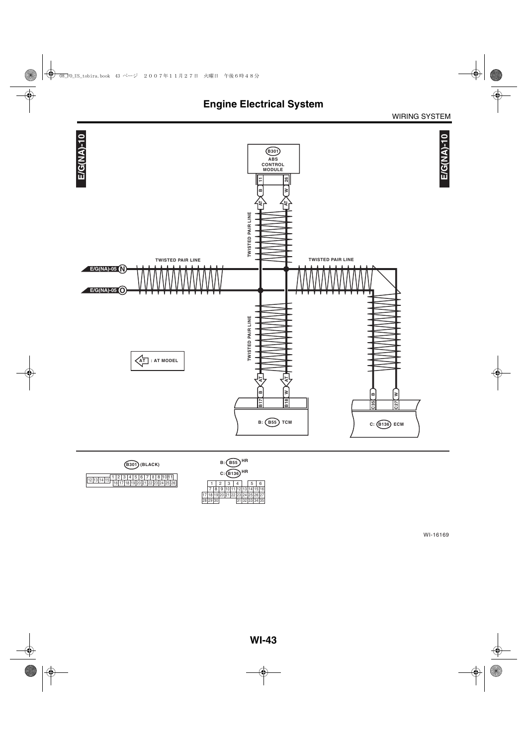# Engine Electrical System

WIRING SYSTEM

E/G(NA)-10

B301 ABS CONTROL MODULE

11 B AT

26 W AT

TWISTED PAIR LINE

E/G(NA)-05 N

E/G(NA)-05 O

TWISTED PAIR LINE

TWISTED PAIR LINE

TWISTED PAIR LINE

AT : AT MODEL

AT B B17

AT W B18

B: B55 TCM

B C35

W C27

C: B136 ECM

B301 (BLACK)

| 12 | 13 | 14 | 15 | 1 | 2 | 3 | 4 | 5 | 6 | 7 | 8 | 9 | 10 | 11 |
|---|---|---|---|---|---|---|---|---|---|---|---|---|---|---|
| | | | | 16 | 17 | 18 | 19 | 20 | 21 | 22 | 23 | 24 | 25 | 26 |

B: B55 HR

C: B136 HR

| | 1 | 2 | 3 | 4 | | 5 | 6 |
|---|---|---|---|---|---|---|---|
| | 7 | 8 | 9 | 10 11 | 12 13 | 14 15 | 16 |
| 17 | 18 | 19 | 20 21 | 22 23 | 24 | 25 26 | 27 |
| 28 | 29 | 30 | | 31 | 32 33 | 34 | 35 |

WI-16169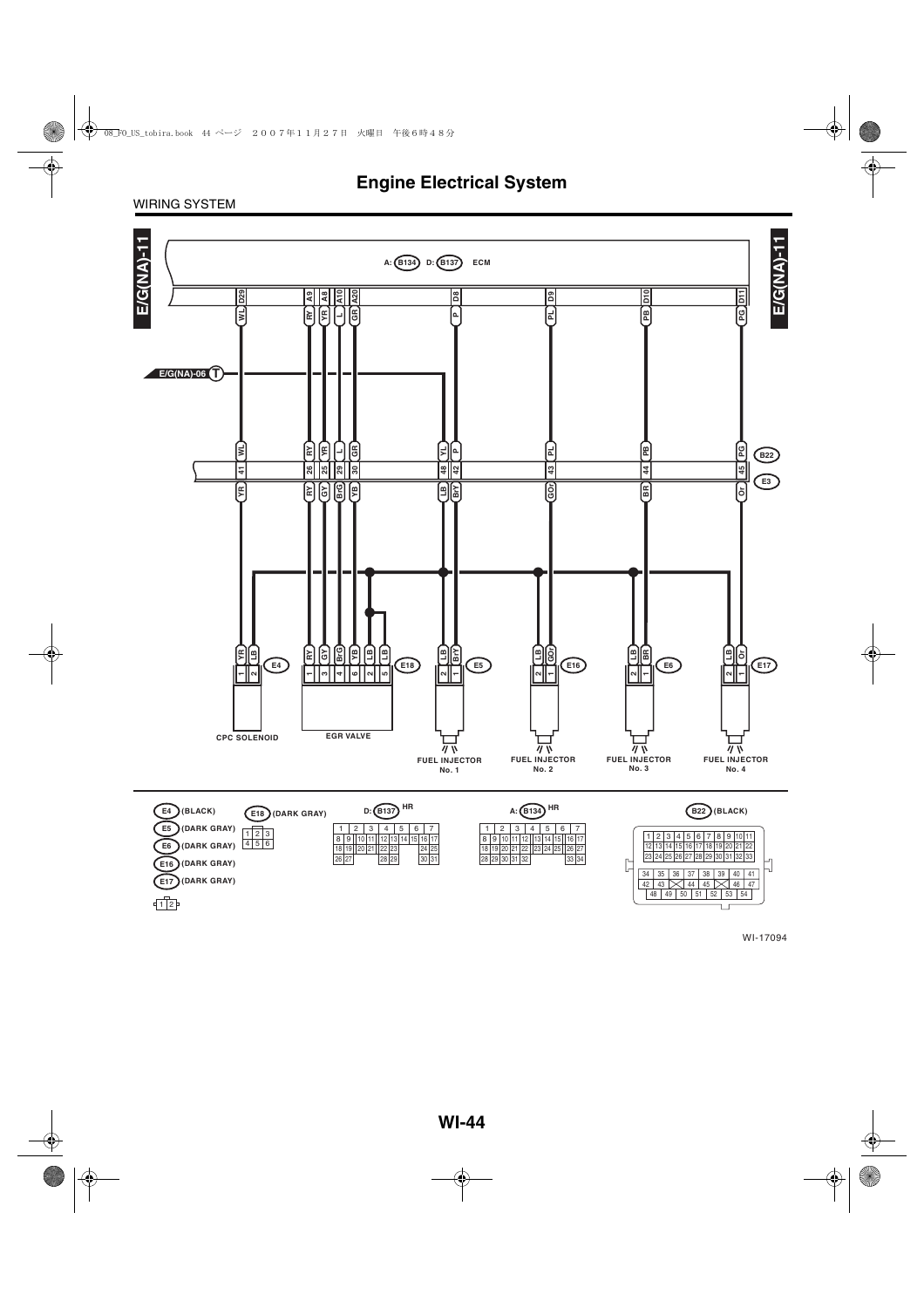# Engine Electrical System

WIRING SYSTEM

E/G(NA)-11

A: B134 D: B137 ECM

| ECM terminal | Wire color | B22 / E3 terminal | Wire color (E3 side) | Destination |
|---|---|---|---|---|
| D29 | WL | 41 | YR | E4 pin 1 (CPC SOLENOID) |
| A9 | RY | 26 | RY | E18 pin 1 (EGR VALVE) |
| A8 | YR | 25 | GY | E18 pin 3 (EGR VALVE) |
| A10 | L | 29 | BrG | E18 pin 4 (EGR VALVE) |
| A20 | GR | 30 | YB | E18 pin 6 (EGR VALVE) |
| E/G(NA)-06 T | YL | 48 | LB | E5 pin 2; E4 pin 2; E18 pins 2, 5; E16 pin 2; E6 pin 2; E17 pin 2 |
| D8 | P | 42 | BrY | E5 pin 1 (FUEL INJECTOR No. 1) |
| D9 | PL | 43 | GOr | E16 pin 1 (FUEL INJECTOR No. 2) |
| D10 | PB | 44 | BR | E6 pin 1 (FUEL INJECTOR No. 3) |
| D11 | PG | 45 | Or | E17 pin 1 (FUEL INJECTOR No. 4) |

CPC SOLENOID, EGR VALVE, FUEL INJECTOR No. 1, FUEL INJECTOR No. 2, FUEL INJECTOR No. 3, FUEL INJECTOR No. 4

E4 (BLACK)
E5 (DARK GRAY)
E6 (DARK GRAY)
E16 (DARK GRAY)
E17 (DARK GRAY)

| 1 | 2 |
|---|---|

E18 (DARK GRAY)

| 1 | 2 | 3 |
|---|---|---|
| 4 | 5 | 6 |

D: B137 HR

| 1 | 2 | 3 | 4 | 5 | 6 | 7 | | | | |
|---|---|---|---|---|---|---|---|---|---|---|
| 8 | 9 | 10 | 11 | 12 | 13 | 14 | 15 | 16 | 17 | |
| 18 | 19 | 20 | 21 | 22 | 23 | | 24 | 25 | | |
| 26 | 27 | | | 28 | 29 | | 30 | 31 | | |

A: B134 HR

| 1 | 2 | 3 | 4 | 5 | 6 | 7 | | | | |
|---|---|---|---|---|---|---|---|---|---|---|
| 8 | 9 | 10 | 11 | 12 | 13 | 14 | 15 | 16 | 17 | |
| 18 | 19 | 20 | 21 | 22 | 23 | 24 | 25 | 26 | 27 | |
| 28 | 29 | 30 | 31 | 32 | | | 33 | 34 | | |

B22 (BLACK)

| 1 | 2 | 3 | 4 | 5 | 6 | 7 | 8 | 9 | 10 | 11 |
|---|---|---|---|---|---|---|---|---|---|---|
| 12 | 13 | 14 | 15 | 16 | 17 | 18 | 19 | 20 | 21 | 22 |
| 23 | 24 | 25 | 26 | 27 | 28 | 29 | 30 | 31 | 32 | 33 |
| 34 | 35 | 36 | 37 | 38 | 39 | 40 | 41 | | | |
| 42 | 43 | | 44 | 45 | | 46 | 47 | | | |
| 48 | 49 | 50 | 51 | 52 | 53 | 54 | | | | |

WI-17094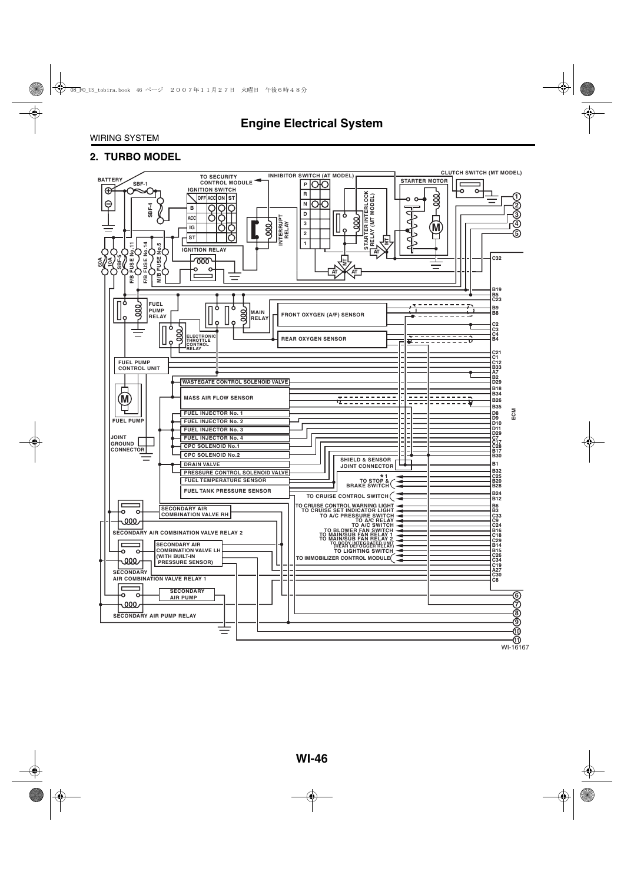# Engine Electrical System

WIRING SYSTEM

## 2. TURBO MODEL

BATTERY

SBF-1

TO SECURITY CONTROL MODULE

IGNITION SWITCH

| | OFF | ACC | ON | ST |
|---|---|---|---|---|
| B | | | | |
| ACC | | | | |
| IG | | | | |
| ST | | | | |

SBF-4

IGNITION RELAY

INTERRUPT RELAY

INHIBITOR SWITCH (AT MODEL)

P R N D 3 2 1

STARTER INTERLOCK RELAY (MT MODEL)

STARTER MOTOR

CLUTCH SWITCH (MT MODEL)

MT AT

60A 10A SBF-5 F/B FUSE No.11 F/B FUSE No.14 M/B FUSE No.5

FUEL PUMP RELAY

MAIN RELAY

ELECTRONIC THROTTLE CONTROL RELAY

FRONT OXYGEN (A/F) SENSOR

REAR OXYGEN SENSOR

FUEL PUMP CONTROL UNIT

FUEL PUMP

JOINT GROUND CONNECTOR

WASTEGATE CONTROL SOLENOID VALVE

MASS AIR FLOW SENSOR

FUEL INJECTOR No. 1

FUEL INJECTOR No. 2

FUEL INJECTOR No. 3

FUEL INJECTOR No. 4

CPC SOLENOID No.1

CPC SOLENOID No.2

DRAIN VALVE

PRESSURE CONTROL SOLENOID VALVE

FUEL TEMPERATURE SENSOR

FUEL TANK PRESSURE SENSOR

SHIELD & SENSOR JOINT CONNECTOR

*1 TO STOP & BRAKE SWITCH

TO CRUISE CONTROL SWITCH

TO CRUISE CONTROL WARNING LIGHT

TO CRUISE SET INDICATOR LIGHT

TO A/C PRESSURE SWITCH

TO A/C RELAY

TO A/C SWITCH

TO BLOWER FAN SWITCH

TO MAIN/SUB FAN RELAY 1

TO MAIN/SUB FAN RELAY 2

TO BODY INTEGRATED UNIT (REAR DEFOGGER RELAY)

TO LIGHTING SWITCH

TO IMMOBILIZER CONTROL MODULE

SECONDARY AIR COMBINATION VALVE RH

SECONDARY AIR COMBINATION VALVE RELAY 2

SECONDARY AIR COMBINATION VALVE LH (WITH BUILT-IN PRESSURE SENSOR)

SECONDARY AIR COMBINATION VALVE RELAY 1

SECONDARY AIR PUMP

SECONDARY AIR PUMP RELAY

ECM

C32, B19, B5, C23, B9, B8, C2, C3, C4, B4, C21, C1, C12, B33, A7, B2, D29, B18, B34, B26, B35, D8, D9, D10, D11, D29, C7, C17, C28, B17, B30, B1, B32, C25, B20, B28, B24, B12, B6, B3, C33, C9, C24, B16, C18, C29, B14, B15, C26, C34, C19, A27, C30, C8

① ② ③ ④ ⑤ ⑥ ⑦ ⑧ ⑨ ⑩ ⑪

WI-16167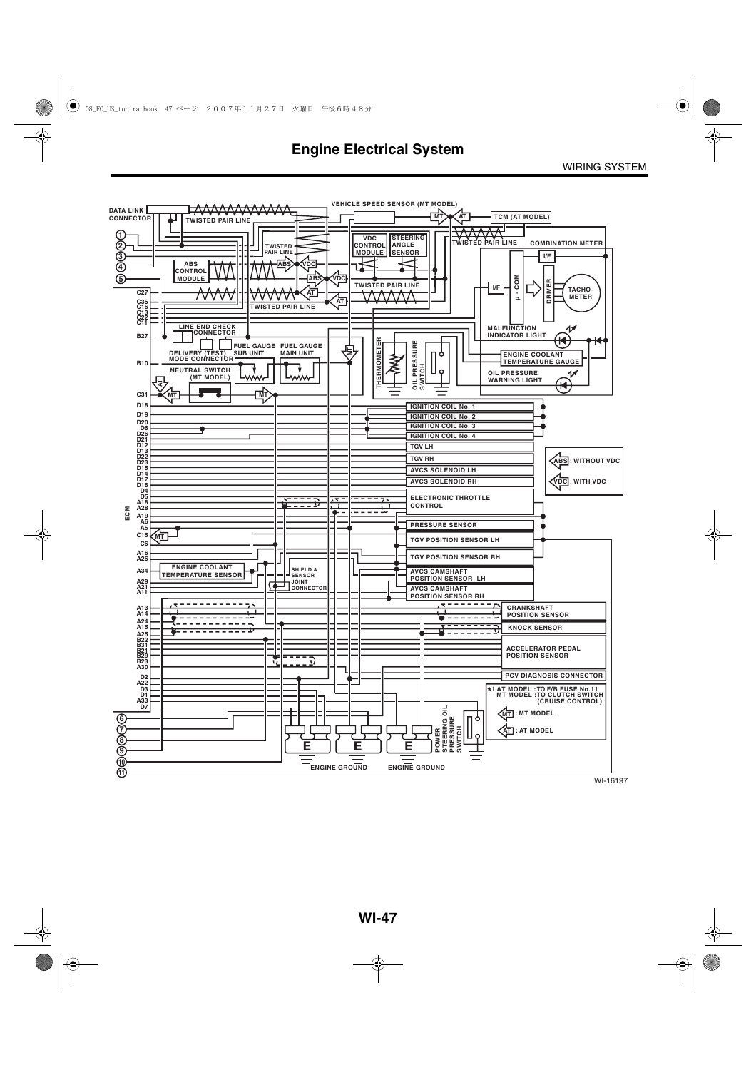# Engine Electrical System

WIRING SYSTEM

VEHICLE SPEED SENSOR (MT MODEL)

DATA LINK CONNECTOR

TWISTED PAIR LINE

MT AT

TCM (AT MODEL)

VDC CONTROL MODULE

STEERING ANGLE SENSOR

TWISTED PAIR LINE

COMBINATION METER

TWISTED PAIR LINE

ABS CONTROL MODULE

ABS VDC

I/F

µ - COM

DRIVER

TACHO-METER

TWISTED PAIR LINE

TWISTED PAIR LINE

LINE END CHECK CONNECTOR

MALFUNCTION INDICATOR LIGHT

DELIVERY (TEST) MODE CONNECTOR

FUEL GAUGE SUB UNIT

FUEL GAUGE MAIN UNIT

THERMOMETER

OIL PRESSURE SWITCH

ENGINE COOLANT TEMPERATURE GAUGE

OIL PRESSURE WARNING LIGHT

NEUTRAL SWITCH (MT MODEL)

ECM

C27, C35, C16, C13, C22, C11, B27, B10, C31, D18, D19, D20, D6, D26, D21, D12, D13, D22, D23, D15, D14, D17, D16, D4, D5, A18, A28, A19, A6, A5, C15, C6, A16, A26, A34, A29, A21, A11, A13, A14, A24, A15, A25, B22, B31, B21, B29, B23, A30, D2, A22, D3, D1, A33, D7

IGNITION COIL No. 1

IGNITION COIL No. 2

IGNITION COIL No. 3

IGNITION COIL No. 4

TGV LH

TGV RH

AVCS SOLENOID LH

AVCS SOLENOID RH

ELECTRONIC THROTTLE CONTROL

ABS : WITHOUT VDC

VDC : WITH VDC

PRESSURE SENSOR

TGV POSITION SENSOR LH

TGV POSITION SENSOR RH

ENGINE COOLANT TEMPERATURE SENSOR

SHIELD & SENSOR JOINT CONNECTOR

AVCS CAMSHAFT POSITION SENSOR LH

AVCS CAMSHAFT POSITION SENSOR RH

CRANKSHAFT POSITION SENSOR

KNOCK SENSOR

ACCELERATOR PEDAL POSITION SENSOR

PCV DIAGNOSIS CONNECTOR

*1 AT MODEL : TO F/B FUSE No.11
MT MODEL : TO CLUTCH SWITCH (CRUISE CONTROL)

MT : MT MODEL

AT : AT MODEL

POWER STEERING OIL PRESSURE SWITCH

ENGINE GROUND

ENGINE GROUND

WI-16197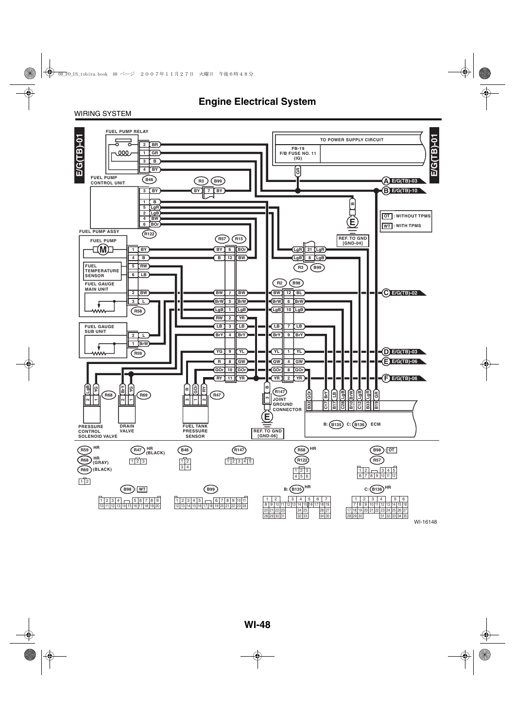# Engine Electrical System

WIRING SYSTEM

E/G(TB)-01

FUEL PUMP RELAY

FUEL PUMP CONTROL UNIT

FUEL PUMP ASSY

FUEL PUMP

FUEL TEMPERATURE SENSOR

FUEL GAUGE MAIN UNIT

FUEL GAUGE SUB UNIT

TO POWER SUPPLY CIRCUIT

FB-19 F/B FUSE NO. 11 (IG)

A E/G(TB)-03

B E/G(TB)-10

C E/G(TB)-02

D E/G(TB)-03

E E/G(TB)-06

F E/G(TB)-06

OT : WITHOUT TPMS

WT : WITH TPMS

REF. TO GND [GND-04]

JOINT GROUND CONNECTOR

REF. TO GND [GND-06]

PRESSURE CONTROL SOLENOID VALVE

DRAIN VALVE

FUEL TANK PRESSURE SENSOR

ECM

B: (B135) C: (B136)

(R59) HR

(R68) HR (GRAY)

(R69) (BLACK)

(R47) HR (BLACK)

(B46)

(R147)

(R58) HR

(R122)

(B98) : OT

(R57)

(B98) : WT

(B99)

B: (B135) HR

C: (B136) HR

WI-16148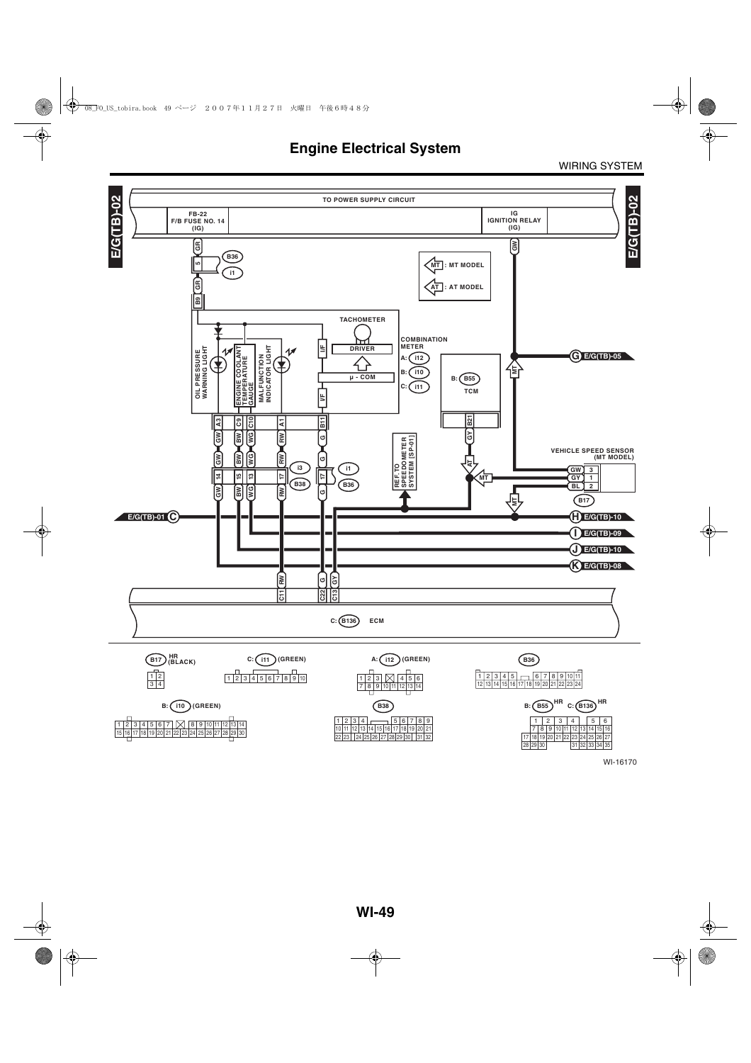# Engine Electrical System

WIRING SYSTEM

E/G(TB)-02

TO POWER SUPPLY CIRCUIT

FB-22
F/B FUSE NO. 14
(IG)

IG
IGNITION RELAY
(IG)

GR

B36

5

i1

GR

B9

GW

MT : MT MODEL

AT : AT MODEL

TACHOMETER

DRIVER

μ - COM

I/F

I/F

COMBINATION METER

A: i12

B: i10

C: i11

OIL PRESSURE WARNING LIGHT

ENGINE COOLANT TEMPERATURE GAUGE

MALFUNCTION INDICATOR LIGHT

B: B55

TCM

G E/G(TB)-05

MT

A3 C9 C10 A1 B11

GW BW WG RW G

B21

GY

REF. TO SPEEDOMETER SYSTEM [SP-01]

AT

MT

VEHICLE SPEED SENSOR (MT MODEL)

GW 3
GY 1
BL 2

B17

i3

B38

14 15 13 17

17

i1

B36

GW BW WG RW G

E/G(TB)-01 C

MT

H E/G(TB)-10

I E/G(TB)-09

J E/G(TB)-10

K E/G(TB)-08

RW G GY

C11 C22 C13

C: B136 ECM

B17 HR (BLACK)

C: i11 (GREEN)

A: i12 (GREEN)

B36

B: i10 (GREEN)

B38

B: B55 HR C: B136 HR

WI-16170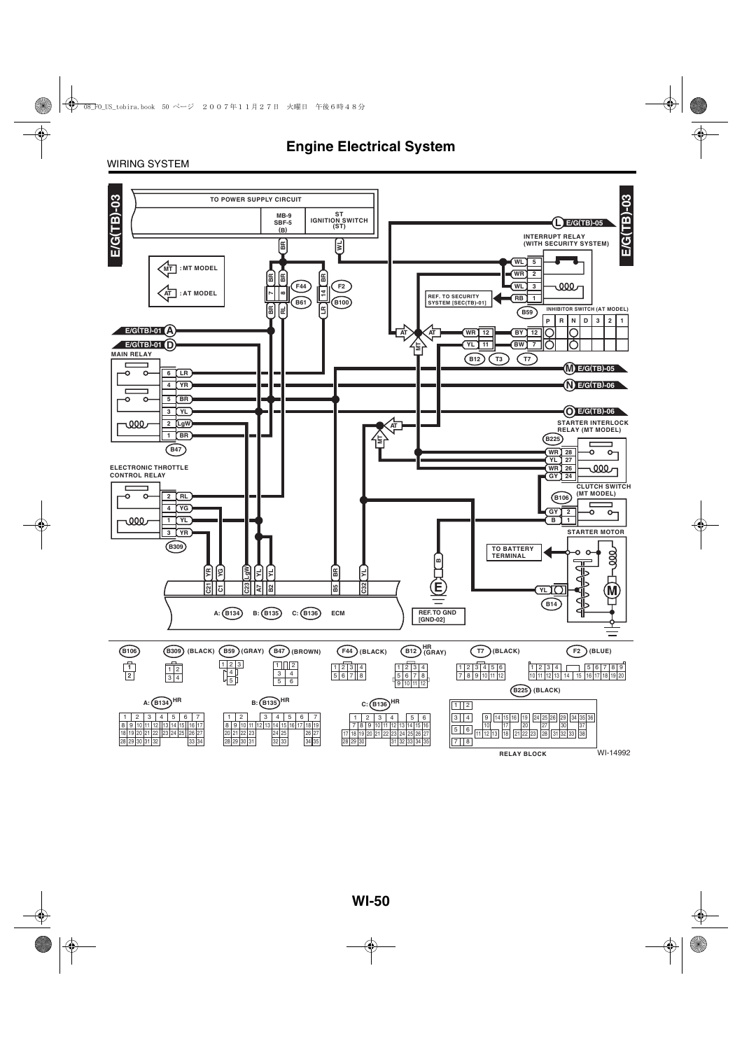# Engine Electrical System

WIRING SYSTEM

E/G(TB)-03

TO POWER SUPPLY CIRCUIT

MB-9 SBF-5 (B)

ST IGNITION SWITCH (ST)

MT : MT MODEL

AT : AT MODEL

F44 F2 B61 B100

E/G(TB)-05 (L)

INTERRUPT RELAY (WITH SECURITY SYSTEM)

REF. TO SECURITY SYSTEM [SEC(TB)-01]

B59

INHIBITOR SWITCH (AT MODEL)

E/G(TB)-01 (A)

E/G(TB)-01 (D)

MAIN RELAY

B12 T3 T7

E/G(TB)-05 (M)

E/G(TB)-06 (N)

E/G(TB)-06 (O)

STARTER INTERLOCK RELAY (MT MODEL)

B225

B47

ELECTRONIC THROTTLE CONTROL RELAY

CLUTCH SWITCH (MT MODEL)

B106

STARTER MOTOR

B309

TO BATTERY TERMINAL

A: B134 B: B135 C: B136 ECM

REF.TO GND [GND-02]

B14

B106 B309 (BLACK) B59 (GRAY) B47 (BROWN) F44 (BLACK) B12 HR (GRAY) T7 (BLACK) F2 (BLUE)

B225 (BLACK)

A: B134 HR B: B135 HR C: B136 HR

RELAY BLOCK

WI-14992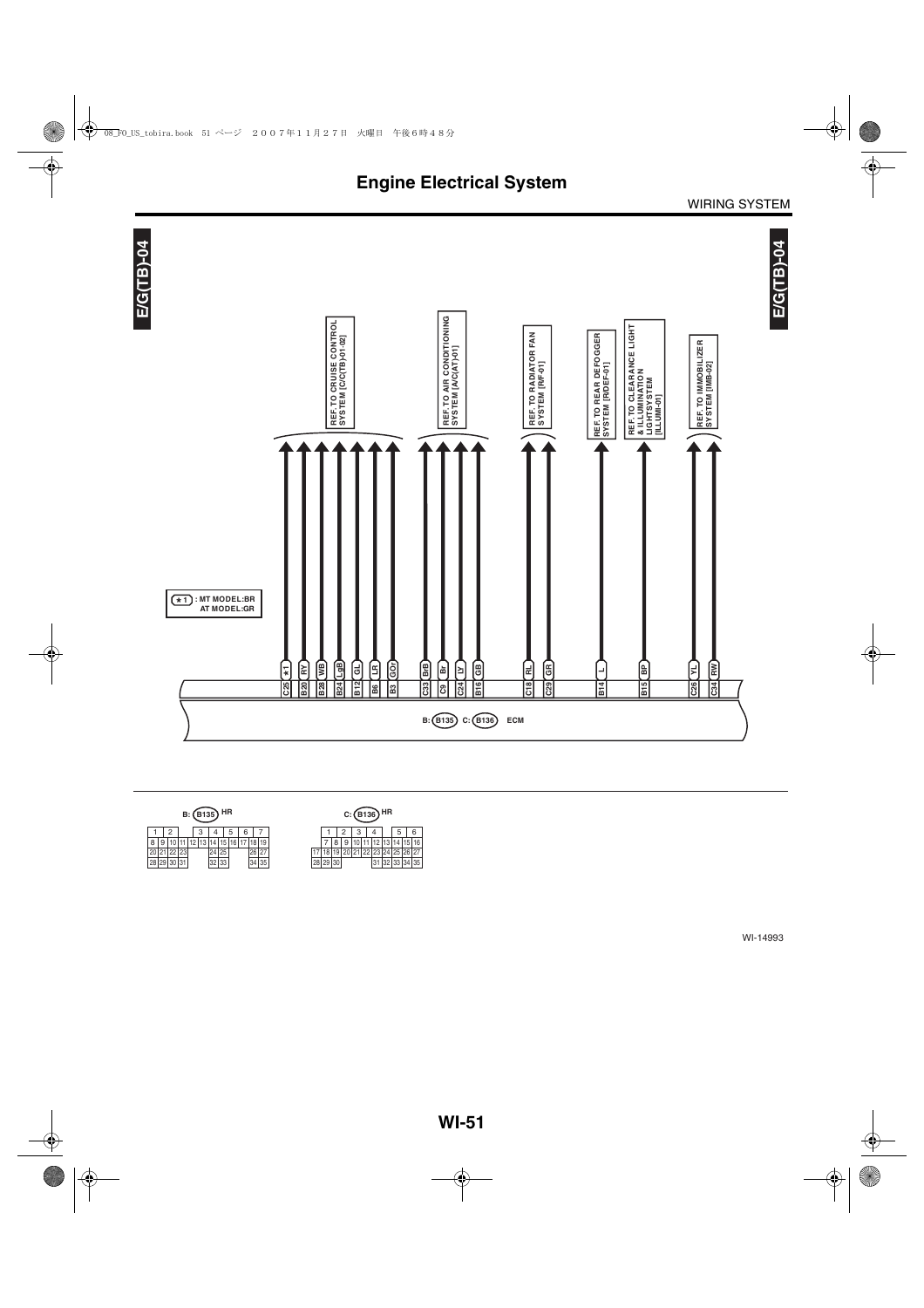# Engine Electrical System

WIRING SYSTEM

E/G(TB)-04

REF. TO CRUISE CONTROL SYSTEM [C/C(TB)-01-02]

REF. TO AIR CONDITIONING SYSTEM [A/C(AT)-01]

REF. TO RADIATOR FAN SYSTEM [R/F-01]

REF. TO REAR DEFOGGER SYSTEM [RDEF-01]

REF. TO CLEARANCE LIGHT & ILLUMINATION LIGHTSYSTEM [ILLUMI-01]

REF. TO IMMOBILIZER SYSTEM [IMB-02]

★1 : MT MODEL:BR
AT MODEL:GR

| Terminal | Wire color | Reference |
|---|---|---|
| C25 | ★1 | Cruise control |
| B20 | RY | Cruise control |
| B28 | WB | Cruise control |
| B24 | LgB | Cruise control |
| B12 | GL | Cruise control |
| B6 | LR | Cruise control |
| B3 | GOr | Cruise control |
| C33 | BrB | Air conditioning |
| C9 | Br | Air conditioning |
| C24 | LY | Air conditioning |
| B16 | GB | Air conditioning |
| C18 | RL | Radiator fan |
| C29 | GR | Radiator fan |
| B14 | L | Rear defogger |
| B15 | BP | Clearance light & illumination |
| C26 | YL | Immobilizer |
| C34 | RW | Immobilizer |

B: (B135) C: (B136) ECM

B: (B135) HR

| 1 | 2 | | 3 | 4 | 5 | 6 | 7 |
|---|---|---|---|---|---|---|---|

| 8 | 9 | 10 | 11 | 12 | 13 | 14 | 15 | 16 | 17 | 18 | 19 |
|---|---|---|---|---|---|---|---|---|---|---|---|
| 20 | 21 | 22 | 23 | | | 24 | 25 | | | 26 | 27 |
| 28 | 29 | 30 | 31 | | | 32 | 33 | | | 34 | 35 |

C: (B136) HR

| 1 | 2 | 3 | 4 | | 5 | 6 |
|---|---|---|---|---|---|---|

| | 7 | 8 | 9 | 10 | 11 | 12 | 13 | 14 | 15 | 16 |
|---|---|---|---|---|---|---|---|---|---|---|
| 17 | 18 | 19 | 20 | 21 | 22 | 23 | 24 | 25 | 26 | 27 |
| 28 | 29 | 30 | | | 31 | 32 | 33 | 34 | 35 | |

WI-14993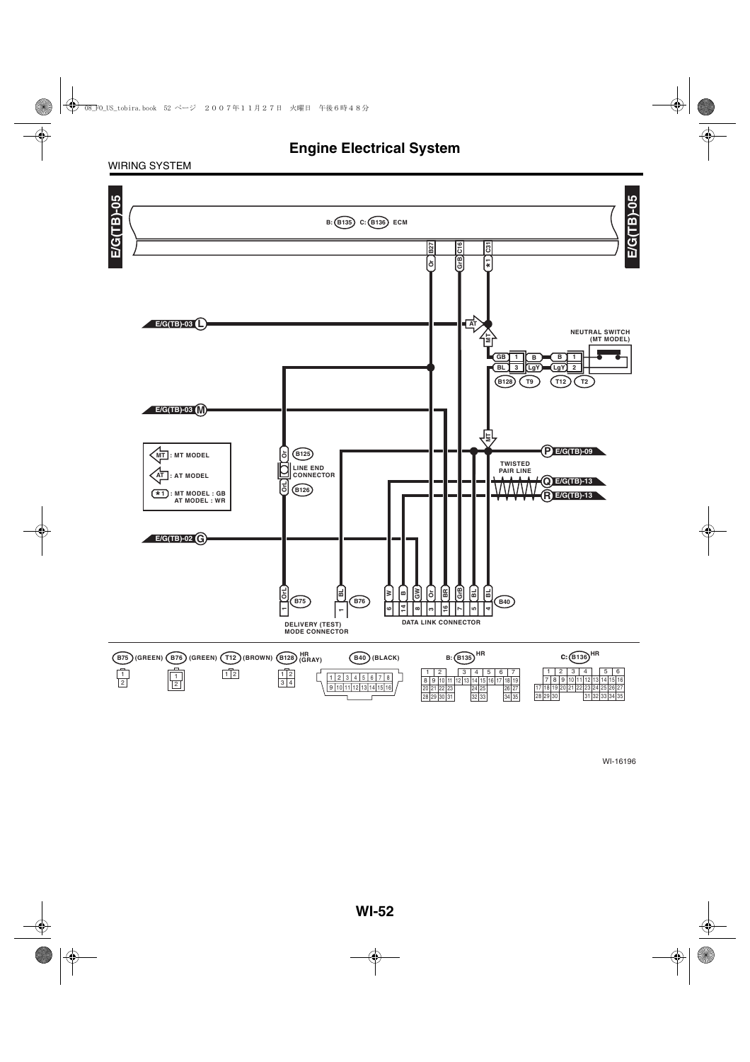# Engine Electrical System

WIRING SYSTEM

E/G(TB)-05

B: (B135) C: (B136) ECM

B27 Or | C16 GrB | C31 ★1

E/G(TB)-03 L

AT

MT

NEUTRAL SWITCH (MT MODEL)

GB 1 B B 1

BL 3 LgY LgY 2

(B128) (T9) (T12) (T2)

E/G(TB)-03 M

MT

MT : MT MODEL

AT : AT MODEL

★1 : MT MODEL : GB
AT MODEL : WR

Or (B125)

LINE END CONNECTOR

OrL (B126)

P E/G(TB)-09

TWISTED PAIR LINE

Q E/G(TB)-13

R E/G(TB)-13

E/G(TB)-02 G

OrL 1 (B75)

BL 1 (B76)

DELIVERY (TEST) MODE CONNECTOR

| W | B | GW | Or | BR | GrB | BL | BL |
|---|---|---|---|---|---|---|---|
| 6 | 14 | 8 | 3 | 16 | 7 | 5 | 4 |

(B40)

DATA LINK CONNECTOR

(B75) (GREEN) (B76) (GREEN) (T12) (BROWN) (B128) HR (GRAY) (B40) (BLACK) B: (B135) HR C: (B136) HR

WI-16196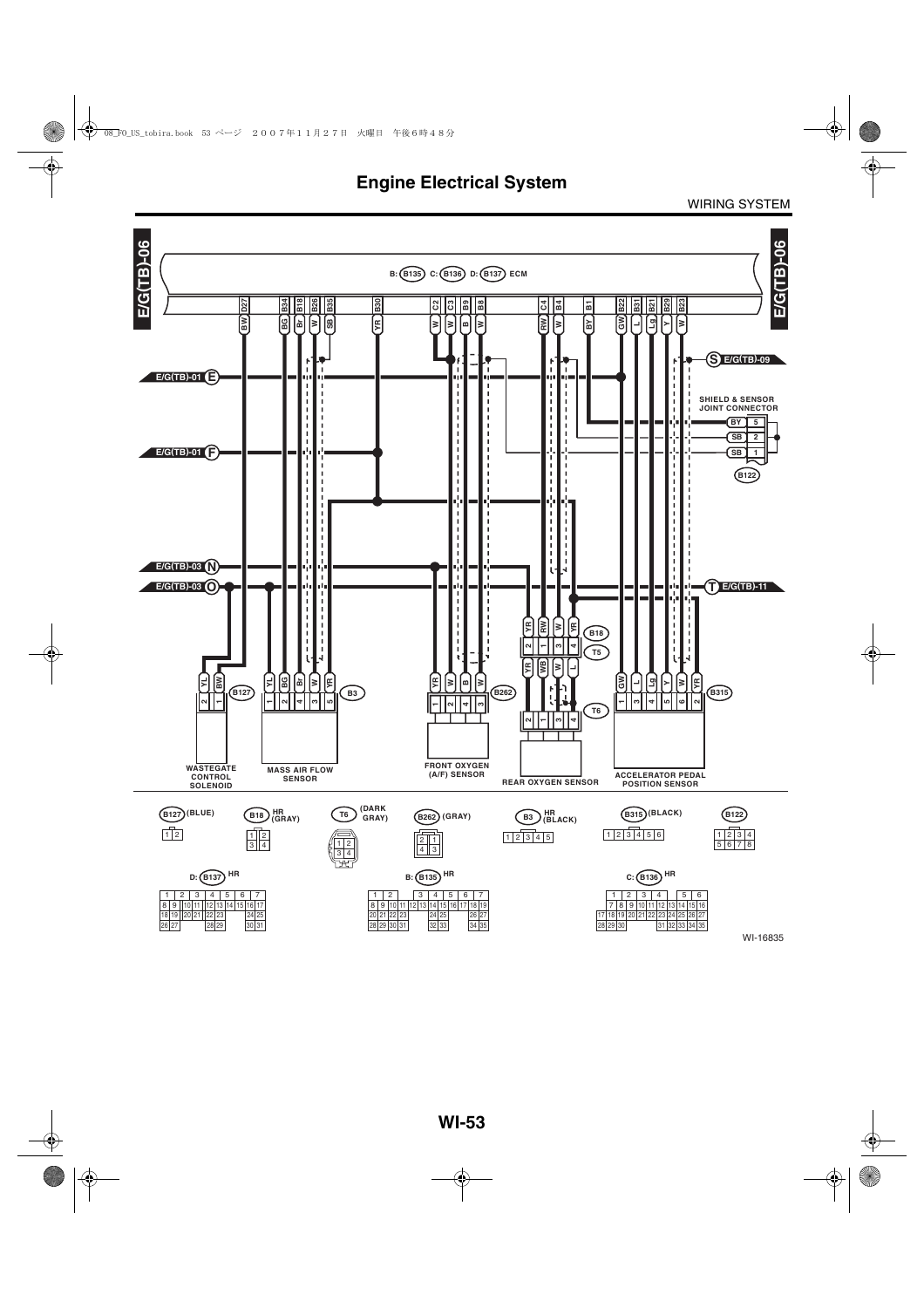# Engine Electrical System

WIRING SYSTEM

E/G(TB)-06

B: (B135) C: (B136) D: (B137) ECM

D27 B34 B18 B26 B35 B30 C2 C3 B9 B8 C4 B4 B1 B22 B31 B21 B29 B23

BW BG Br W SB YR W W B W RW W BY GW L Lg Y W

E/G(TB)-01 (E)

E/G(TB)-01 (F)

E/G(TB)-03 (N)

E/G(TB)-03 (O)

(S) E/G(TB)-09

(T) E/G(TB)-11

SHIELD & SENSOR JOINT CONNECTOR

BY 5
SB 2
SB 1

(B122)

YR RW W YR
2 1 3 4
(B18)
(T5)
YR WB W L

(T6)
2 1 3 4

YL BW
2 1
(B127)

YL BG Br W YR
1 2 4 3 5
(B3)

YR W B W
1 2 4 3
(B262)

GW L Lg Y W YR
1 3 4 5 6 2
(B315)

WASTEGATE CONTROL SOLENOID

MASS AIR FLOW SENSOR

FRONT OXYGEN (A/F) SENSOR

REAR OXYGEN SENSOR

ACCELERATOR PEDAL POSITION SENSOR

(B127) (BLUE)
1 2

(B18) HR (GRAY)
1 2
3 4

(T6) (DARK GRAY)
1 2
3 4

(B262) (GRAY)
2 1
4 3

(B3) HR (BLACK)
1 2 3 4 5

(B315) (BLACK)
1 2 3 4 5 6

(B122)
1 2 3 4
5 6 7 8

D: (B137) HR

| 1 | 2 | 3 | 4 | 5 | 6 | 7 |
|---|---|---|---|---|---|---|
| 8 9 | 10 11 | 12 13 | 14 15 | 16 17 | | |
| 18 19 | 20 21 | 22 23 | | 24 25 | | |
| 26 27 | | 28 29 | | 30 31 | | |

B: (B135) HR

| 1 | 2 | 3 | 4 | 5 | 6 | 7 |
|---|---|---|---|---|---|---|
| 8 9 | 10 11 | 12 13 | 14 15 | 16 17 | 18 19 | |
| 20 21 | 22 23 | | 24 25 | | 26 27 | |
| 28 29 | 30 31 | | 32 33 | | 34 35 | |

C: (B136) HR

| 1 | 2 | 3 | 4 | 5 | 6 |
|---|---|---|---|---|---|
| 7 8 | 9 10 | 11 12 | 13 14 | 15 16 | |
| 17 18 | 19 20 | 21 22 | 23 24 | 25 26 | 27 |
| 28 29 | 30 | | 31 32 | 33 34 | 35 |

WI-16835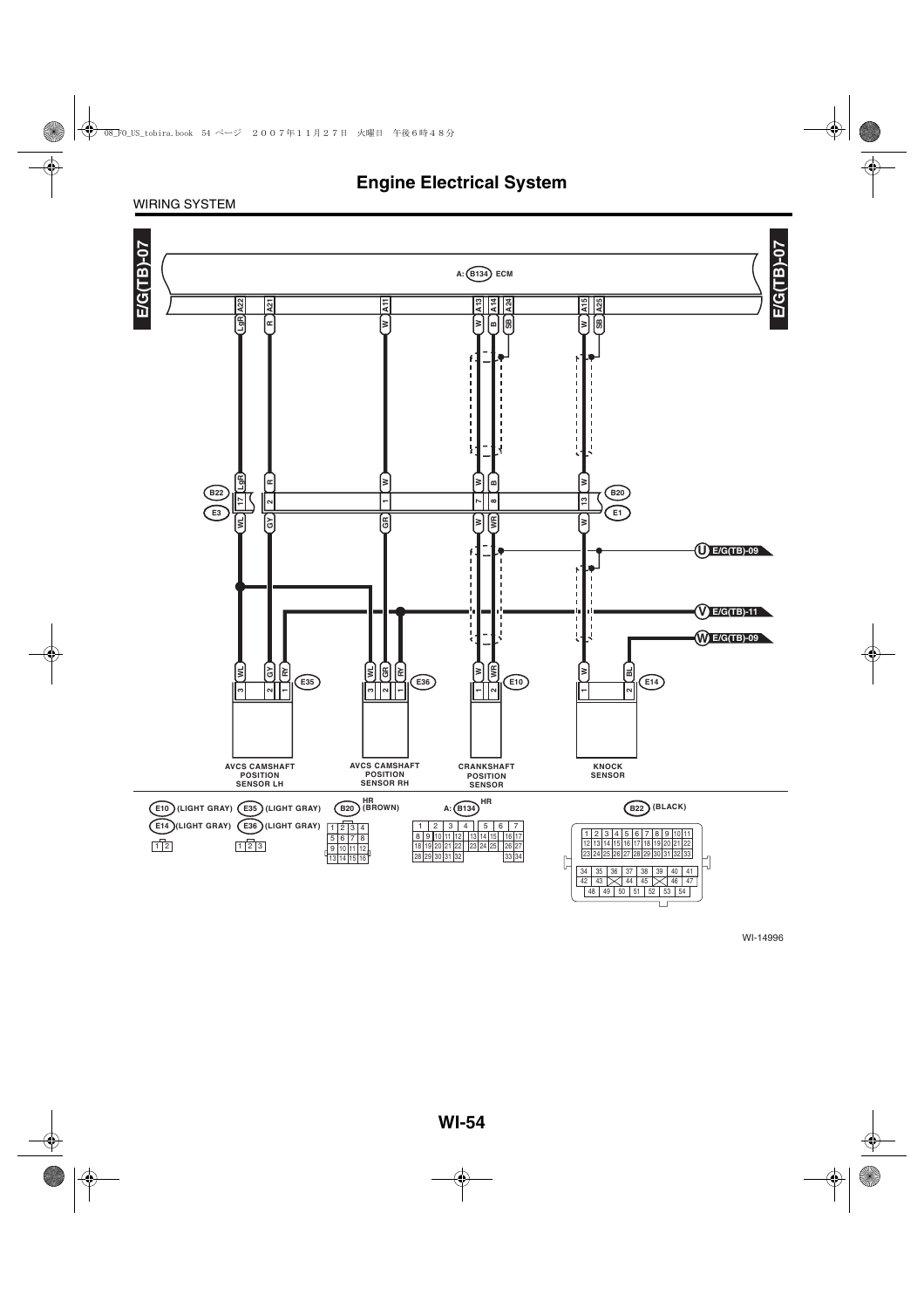# Engine Electrical System

WIRING SYSTEM

E/G(TB)-07

A: B134 ECM

| A22 | A21 | A11 | A13 | A14 | A24 | A15 | A25 |
|---|---|---|---|---|---|---|---|
| LgR | R | W | W | B | SB | W | SB |

B22 / E3 — B20 / E1

| B22/B20 pin | 17 | 2 | 1 | 7 | 8 | 13 |
|---|---|---|---|---|---|---|
| Wire (ECM side) | LgR | R | W | W | B | W |
| Wire (sensor side) | WL | GY | GR | W | WR | W |

U E/G(TB)-09

V E/G(TB)-11

W E/G(TB)-09

| Connector | Pin | Wire |
|---|---|---|
| E35 (AVCS CAMSHAFT POSITION SENSOR LH) | 3 | WL |
| | 2 | GY |
| | 1 | RY |
| E36 (AVCS CAMSHAFT POSITION SENSOR RH) | 3 | WL |
| | 2 | GR |
| | 1 | RY |
| E10 (CRANKSHAFT POSITION SENSOR) | 1 | W |
| | 2 | WR |
| E14 (KNOCK SENSOR) | 1 | W |
| | 2 | BL |

AVCS CAMSHAFT POSITION SENSOR LH

AVCS CAMSHAFT POSITION SENSOR RH

CRANKSHAFT POSITION SENSOR

KNOCK SENSOR

E10 (LIGHT GRAY) E35 (LIGHT GRAY)

E14 (LIGHT GRAY) E36 (LIGHT GRAY)

1 2

1 2 3

B20 HR (BROWN)

1 2 3 4
5 6 7 8
9 10 11 12
13 14 15 16

A: B134 HR

1 2 3 4 5 6 7
8 9 10 11 12 13 14 15 16 17
18 19 20 21 22 23 24 25 26 27
28 29 30 31 32 33 34

B22 (BLACK)

1 2 3 4 5 6 7 8 9 10 11
12 13 14 15 16 17 18 19 20 21 22
23 24 25 26 27 28 29 30 31 32 33
34 35 36 37 38 39 40 41
42 43 44 45 46 47
48 49 50 51 52 53 54

WI-14996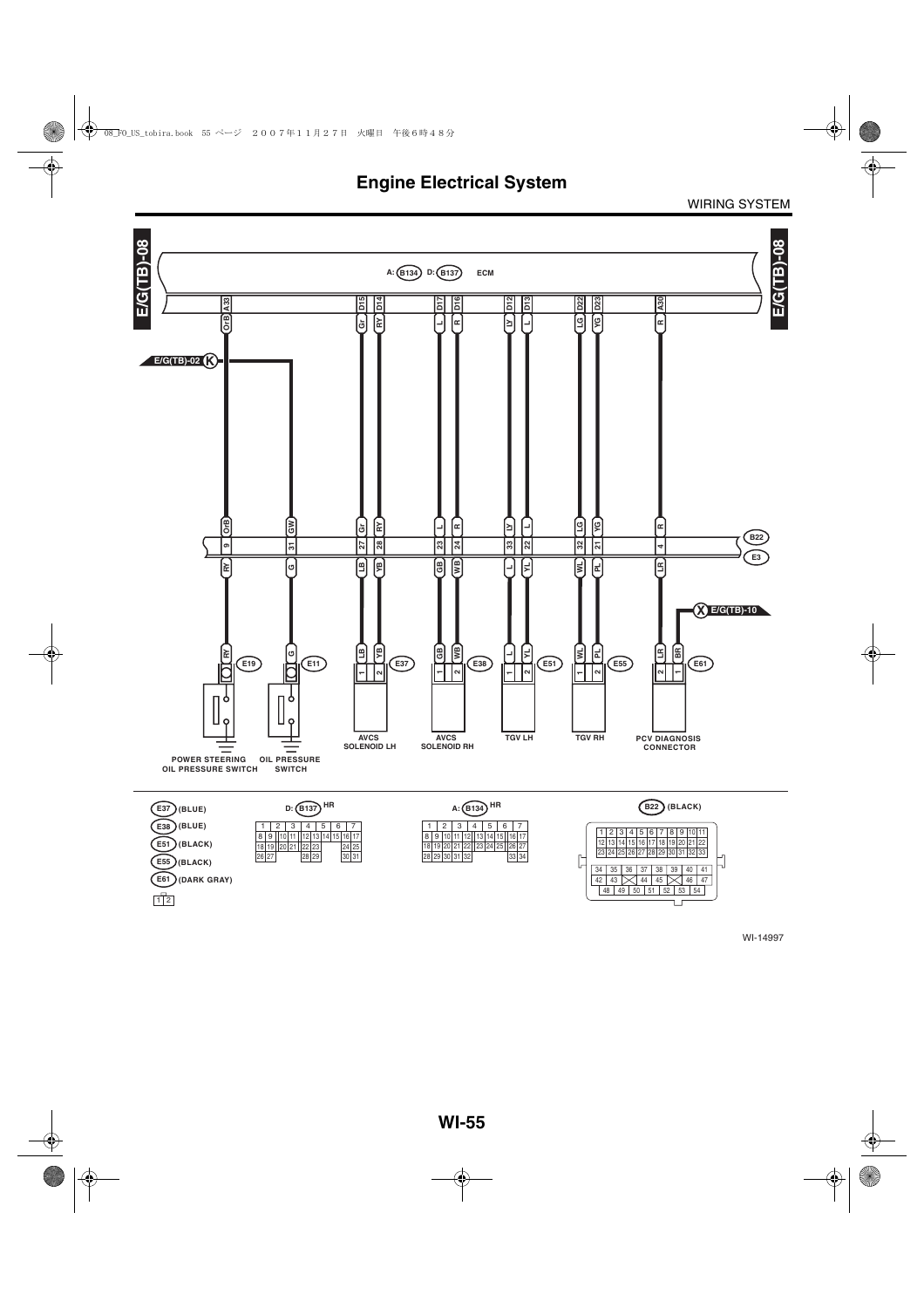# Engine Electrical System

WIRING SYSTEM

E/G(TB)-08

A: B134 D: B137 ECM

A33 D15 D14 D17 D16 D12 D13 D22 D23 A30

OrB Gr RY L R LY L LG YG R

E/G(TB)-02 K

OrB GW Gr RY L R LY L LG YG R

9 31 27 28 23 24 33 22 32 21 4

B22

E3

RY G LB YB GB WB L YL WL PL LR

X E/G(TB)-10

RY G LB YB GB WB L YL WL PL LR BR

E19 E11 E37 E38 E51 E55 E61

1 2 1 2 1 2 1 2 2 1

POWER STEERING OIL PRESSURE SWITCH

OIL PRESSURE SWITCH

AVCS SOLENOID LH

AVCS SOLENOID RH

TGV LH

TGV RH

PCV DIAGNOSIS CONNECTOR

E37 (BLUE)

E38 (BLUE)

E51 (BLACK)

E55 (BLACK)

E61 (DARK GRAY)

1 2

D: B137 HR

| 1 | 2 | 3 | 4 | 5 | 6 | 7 |
|---|---|---|---|---|---|---|
| 8 9 | 10 11 | 12 13 | 14 15 | 16 17 | | |
| 18 19 | 20 21 | 22 23 | | 24 25 | | |
| 26 27 | | 28 29 | | 30 31 | | |

A: B134 HR

| 1 | 2 | 3 | 4 | 5 | 6 | 7 |
|---|---|---|---|---|---|---|
| 8 9 | 10 11 | 12 13 | 14 15 | 16 17 | | |
| 18 19 | 20 21 | 22 23 | 24 25 | 26 27 | | |
| 28 29 | 30 31 | 32 | | 33 34 | | |

B22 (BLACK)

| 1 | 2 | 3 | 4 | 5 | 6 | 7 | 8 | 9 | 10 | 11 |
|---|---|---|---|---|---|---|---|---|---|---|
| 12 | 13 | 14 | 15 | 16 | 17 | 18 | 19 | 20 | 21 | 22 |
| 23 | 24 | 25 | 26 | 27 | 28 | 29 | 30 | 31 | 32 | 33 |

| 34 | 35 | 36 | 37 | 38 | 39 | 40 | 41 |
|---|---|---|---|---|---|---|---|
| 42 | 43 | | 44 | 45 | | 46 | 47 |
| 48 | 49 | 50 | 51 | 52 | 53 | 54 | |

WI-14997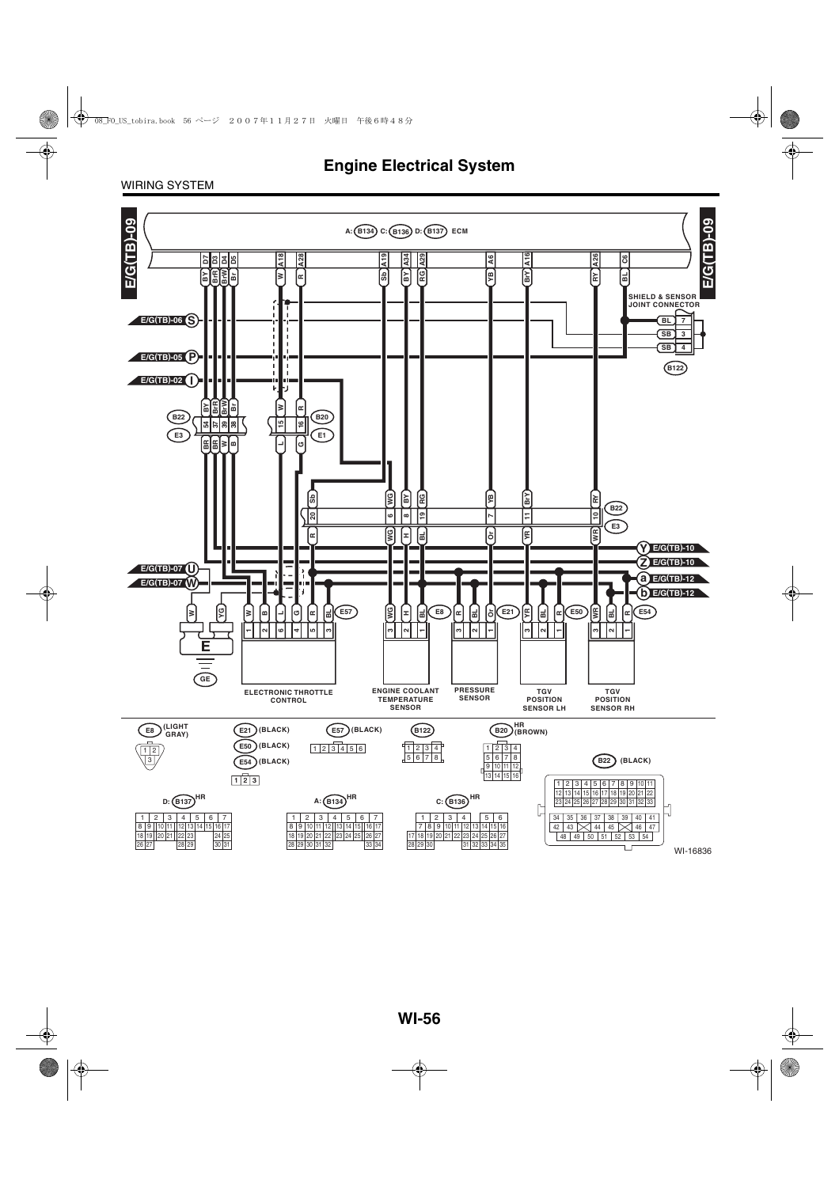# Engine Electrical System

WIRING SYSTEM

E/G(TB)-09

A: B134 C: B136 D: B137 ECM

D7 D3 D4 D5 A18 A28 A19 A34 A29 A6 A16 A26 C6

BY BrR BrW Br W R Sb BY RG YB BrY RY BL

SHIELD & SENSOR JOINT CONNECTOR

B122

E/G(TB)-06 S

E/G(TB)-05 P

E/G(TB)-02 I

B22 E3 B20 E1

E/G(TB)-07 U

E/G(TB)-07 W

E/G(TB)-10 Y

E/G(TB)-10 Z

E/G(TB)-12 a

E/G(TB)-12 b

E57 E8 E21 E50 E54

E

GE

ELECTRONIC THROTTLE CONTROL

ENGINE COOLANT TEMPERATURE SENSOR

PRESSURE SENSOR

TGV POSITION SENSOR LH

TGV POSITION SENSOR RH

E8 (LIGHT GRAY)

E21 (BLACK)

E50 (BLACK)

E54 (BLACK)

E57 (BLACK)

B122

B20 HR (BROWN)

B22 (BLACK)

D: B137 HR

A: B134 HR

C: B136 HR

WI-16836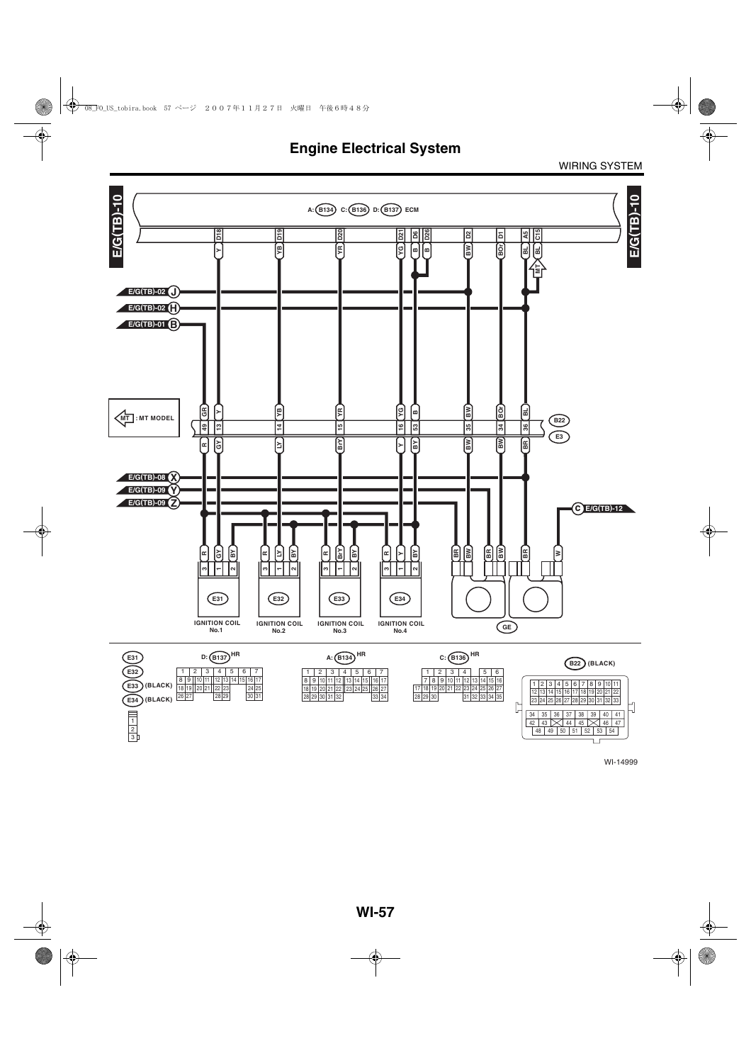# Engine Electrical System

WIRING SYSTEM

E/G(TB)-10

A: (B134) C: (B136) D: (B137) ECM

D18 Y, D19 YB, D20 YR, D21 YG, D6 B, D26 B, D2 BW, D1 BOr, A5 BL, C15 BL

MT

E/G(TB)-02 J
E/G(TB)-02 H
E/G(TB)-01 B

MT : MT MODEL

| 49 | 13 | 14 | 15 | 16 | 53 | 35 | 34 | 36 |
|---|---|---|---|---|---|---|---|---|
| GR | Y | YB | YR | YG | B | BW | BOr | BL |
| R | GY | LY | BrY | Y | BY | BW | BW | BR |

B22
E3

E/G(TB)-08 X
E/G(TB)-09 Y
E/G(TB)-09 Z

c E/G(TB)-12

E31 IGNITION COIL No.1: 3 R, 1 GY, 2 BY
E32 IGNITION COIL No.2: 3 R, 1 LY, 2 BY
E33 IGNITION COIL No.3: 3 R, 1 BrY, 2 BY
E34 IGNITION COIL No.4: 3 R, 1 Y, 2 BY

BR, BW, BR, BW, BR, W

GE

E31
E32
E33 (BLACK)
E34 (BLACK)

1
2
3

D: (B137) HR

| 1 | 2 | 3 | 4 | 5 | 6 | 7 |
|---|---|---|---|---|---|---|
| 8 9 | 10 11 | 12 13 | 14 15 | 16 17 | | |
| 18 19 | 20 21 | 22 23 | | 24 25 | | |
| 26 27 | | 28 29 | | 30 31 | | |

A: (B134) HR

| 1 | 2 | 3 | 4 | 5 | 6 | 7 |
|---|---|---|---|---|---|---|
| 8 9 | 10 11 | 12 | 13 14 | 15 | 16 17 | |
| 18 19 | 20 21 | 22 | 23 24 | 25 | 26 27 | |
| 28 29 | 30 31 | 32 | | | 33 34 | |

C: (B136) HR

| 1 | 2 | 3 | 4 | 5 | 6 |
|---|---|---|---|---|---|
| 7 8 | 9 10 | 11 12 | 13 14 | 15 16 | |
| 17 18 19 | 20 21 | 22 23 | 24 25 | 26 27 | |
| 28 29 30 | | 31 32 | 33 34 | 35 | |

B22 (BLACK)

| 1 | 2 | 3 | 4 | 5 | 6 | 7 | 8 | 9 | 10 | 11 |
|---|---|---|---|---|---|---|---|---|---|---|
| 12 | 13 | 14 | 15 | 16 | 17 | 18 | 19 | 20 | 21 | 22 |
| 23 | 24 | 25 | 26 | 27 | 28 | 29 | 30 | 31 | 32 | 33 |

| 34 | 35 | 36 | 37 | 38 | 39 | 40 | 41 |
|---|---|---|---|---|---|---|---|
| 42 | 43 | | 44 | 45 | | 46 | 47 |
| 48 | 49 | 50 | 51 | 52 | 53 | 54 | |

WI-14999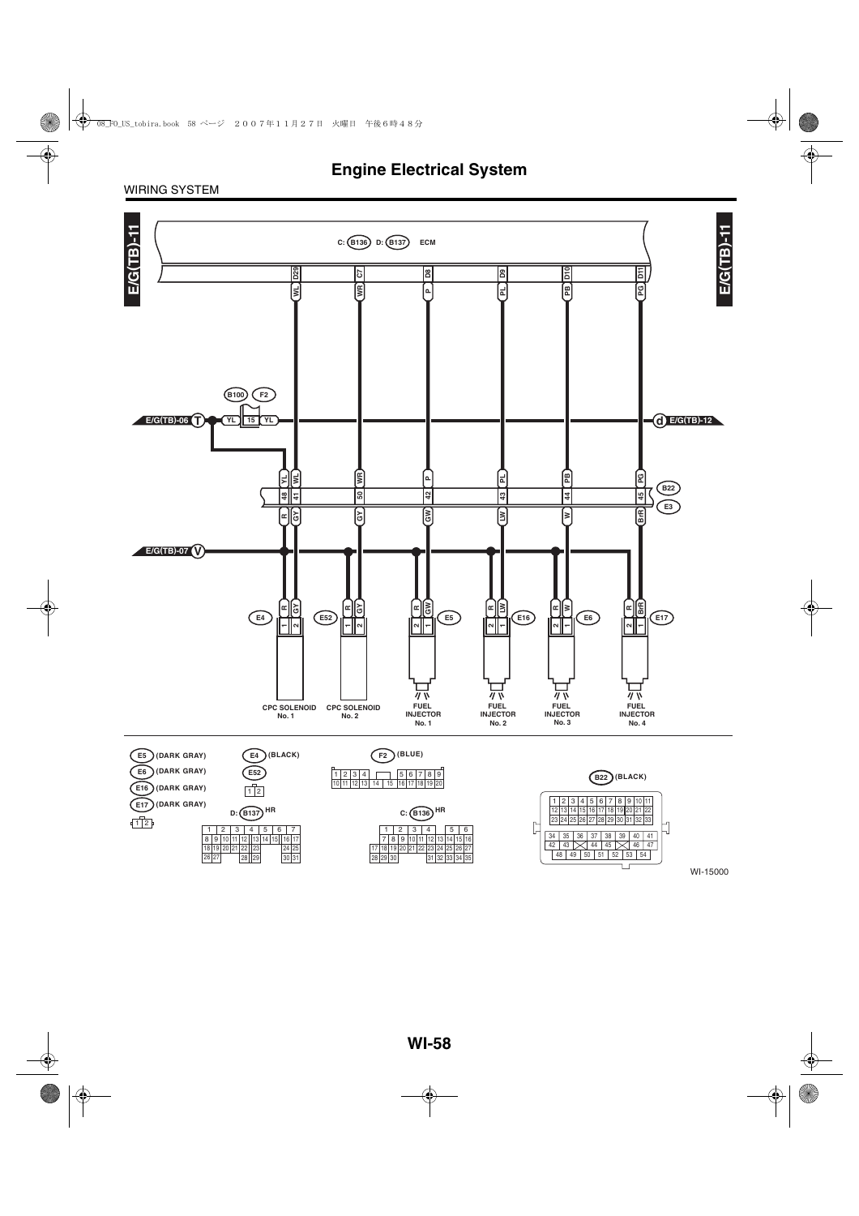# Engine Electrical System

WIRING SYSTEM

E/G(TB)-11

C: B136 D: B137 ECM

D29 WL, C7 WR, D8 P, D9 PL, D10 PB, D11 PG

B100 F2

E/G(TB)-06 T — YL 15 YL — d E/G(TB)-12

B22 E3

YL 48 R, WL 41 GY, WR 50 GY, P 42 GW, PL 43 LW, PB 44 W, PG 45 BrR

E/G(TB)-07 V

| Connector | Terminal 1 | Terminal 2 | Component |
|---|---|---|---|
| E4 | R | GY | CPC SOLENOID No. 1 |
| E52 | R | GY | CPC SOLENOID No. 2 |
| E5 | GW | R | FUEL INJECTOR No. 1 |
| E16 | LW | R | FUEL INJECTOR No. 2 |
| E6 | W | R | FUEL INJECTOR No. 3 |
| E17 | BrR | R | FUEL INJECTOR No. 4 |

E5 (DARK GRAY)
E6 (DARK GRAY)
E16 (DARK GRAY)
E17 (DARK GRAY)

E4 (BLACK)
E52

F2 (BLUE)

B22 (BLACK)

D: B137 HR

C: B136 HR

WI-15000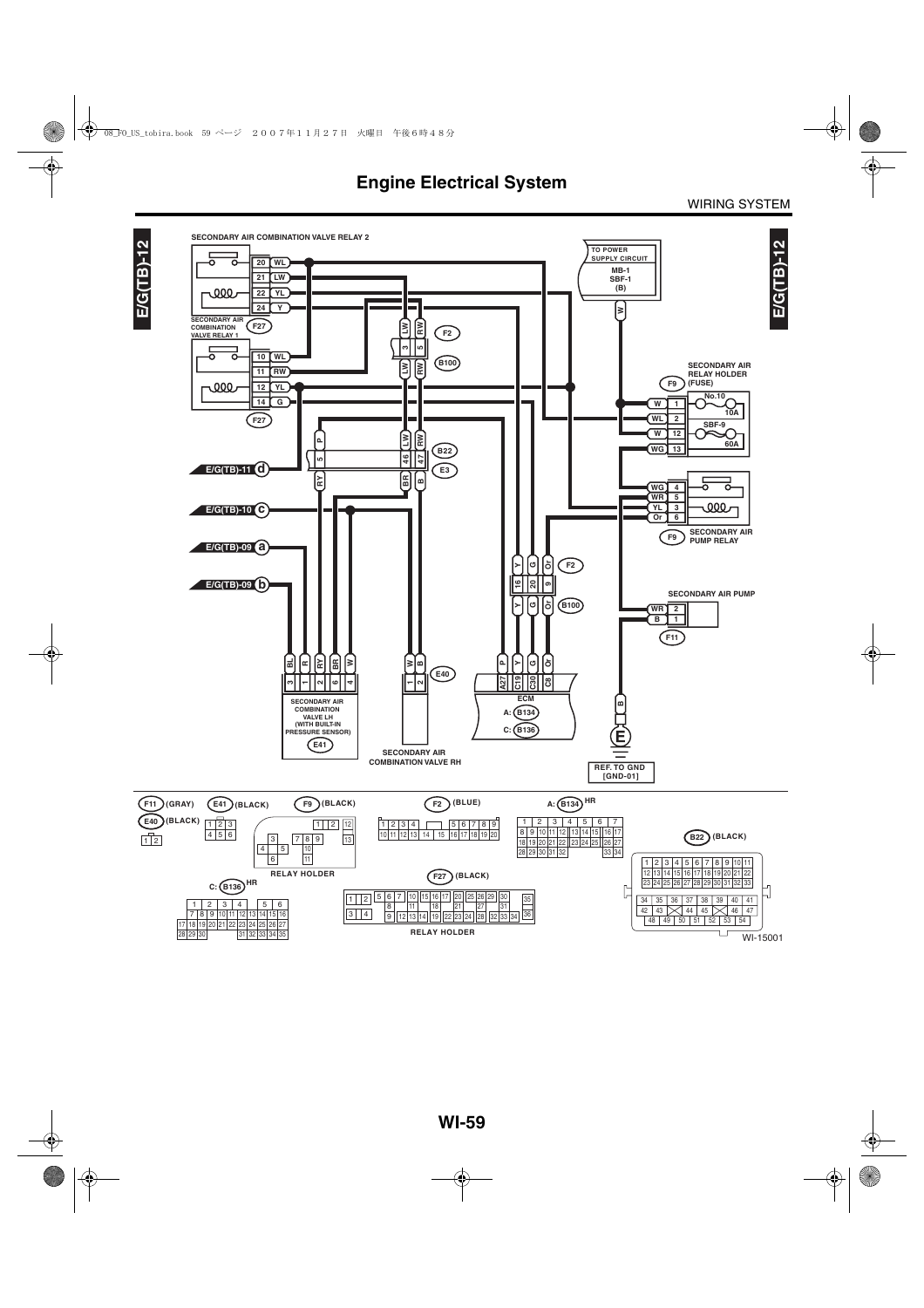# Engine Electrical System

WIRING SYSTEM

E/G(TB)-12

SECONDARY AIR COMBINATION VALVE RELAY 2

SECONDARY AIR COMBINATION VALVE RELAY 1

TO POWER SUPPLY CIRCUIT
MB-1
SBF-1
(B)

SECONDARY AIR RELAY HOLDER (FUSE)

No.10 10A

SBF-9 60A

SECONDARY AIR PUMP RELAY

SECONDARY AIR PUMP

E/G(TB)-11 d

E/G(TB)-10 c

E/G(TB)-09 a

E/G(TB)-09 b

SECONDARY AIR COMBINATION VALVE LH (WITH BUILT-IN PRESSURE SENSOR)

E41

SECONDARY AIR COMBINATION VALVE RH

E40

ECM
A: B134
C: B136

REF. TO GND [GND-01]

F11 (GRAY)

E40 (BLACK)

E41 (BLACK)

F9 (BLACK)

RELAY HOLDER

F2 (BLUE)

A: B134 HR

B22 (BLACK)

C: B136 HR

F27 (BLACK)

RELAY HOLDER

WI-15001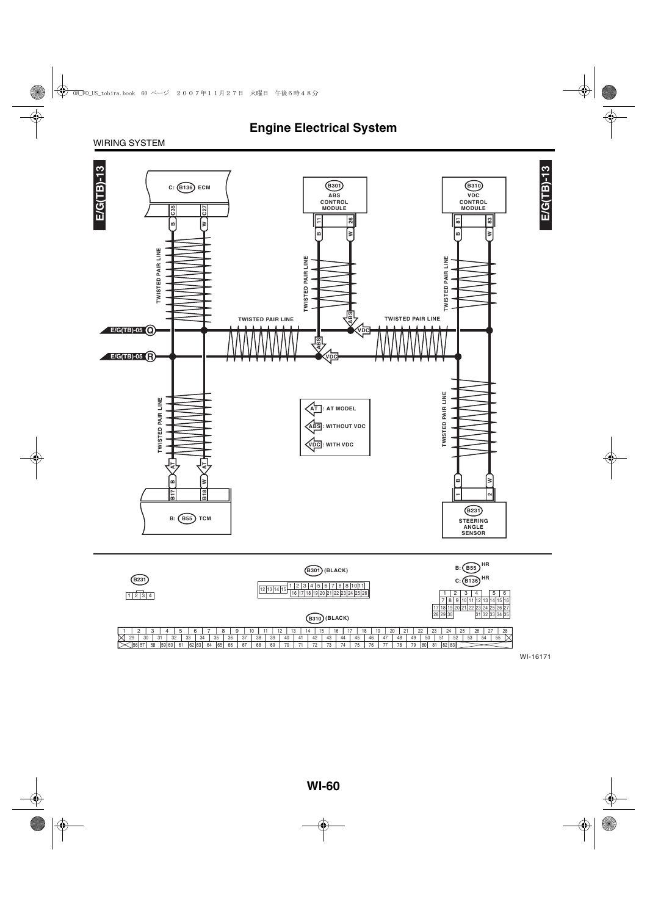# Engine Electrical System

WIRING SYSTEM

E/G(TB)-13

C: B136 ECM

C35 B

C27 W

B301 ABS CONTROL MODULE

11 B

26 W

B310 VDC CONTROL MODULE

81 B

83 W

TWISTED PAIR LINE

E/G(TB)-05 Q

E/G(TB)-05 R

ABS

VDC

AT : AT MODEL

ABS : WITHOUT VDC

VDC : WITH VDC

AT

B17 B

B18 W

B: B55 TCM

1 B

2 W

B231 STEERING ANGLE SENSOR

B231

B301 (BLACK)

B310 (BLACK)

B: B55 HR

C: B136 HR

WI-16171